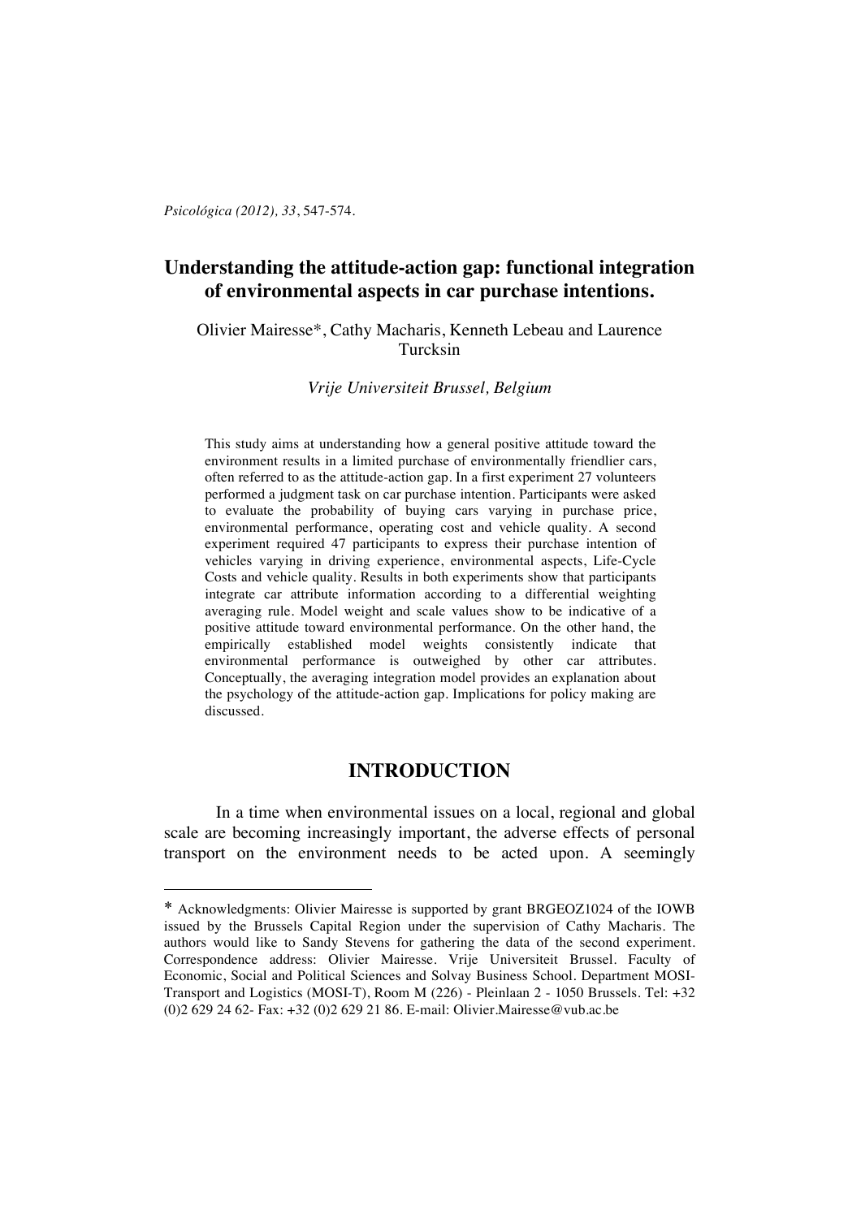*Psicológica (2012), 33*, 547-574.

# Understanding the attitude-action gap: functional integration of environmental aspects in car purchase intentions.

Olivier Mairesse*, Cathy Macharis, Kenneth Lebeau and Laurence Turcksin

*Vrije Universiteit Brussel, Belgium*

This study aims at understanding how a general positive attitude toward the environment results in a limited purchase of environmentally friendlier cars, often referred to as the attitude-action gap. In a first experiment 27 volunteers performed a judgment task on car purchase intention. Participants were asked to evaluate the probability of buying cars varying in purchase price, environmental performance, operating cost and vehicle quality. A second experiment required 47 participants to express their purchase intention of vehicles varying in driving experience, environmental aspects, Life-Cycle Costs and vehicle quality. Results in both experiments show that participants integrate car attribute information according to a differential weighting averaging rule. Model weight and scale values show to be indicative of a positive attitude toward environmental performance. On the other hand, the empirically established model weights consistently indicate that environmental performance is outweighed by other car attributes. Conceptually, the averaging integration model provides an explanation about the psychology of the attitude-action gap. Implications for policy making are discussed.

## INTRODUCTION

In a time when environmental issues on a local, regional and global scale are becoming increasingly important, the adverse effects of personal transport on the environment needs to be acted upon. A seemingly

---

* Acknowledgments: Olivier Mairesse is supported by grant BRGEOZ1024 of the IOWB issued by the Brussels Capital Region under the supervision of Cathy Macharis. The authors would like to Sandy Stevens for gathering the data of the second experiment. Correspondence address: Olivier Mairesse. Vrije Universiteit Brussel. Faculty of Economic, Social and Political Sciences and Solvay Business School. Department MOSI-Transport and Logistics (MOSI-T), Room M (226) - Pleinlaan 2 - 1050 Brussels. Tel: +32 (0)2 629 24 62- Fax: +32 (0)2 629 21 86. E-mail: Olivier.Mairesse@vub.ac.be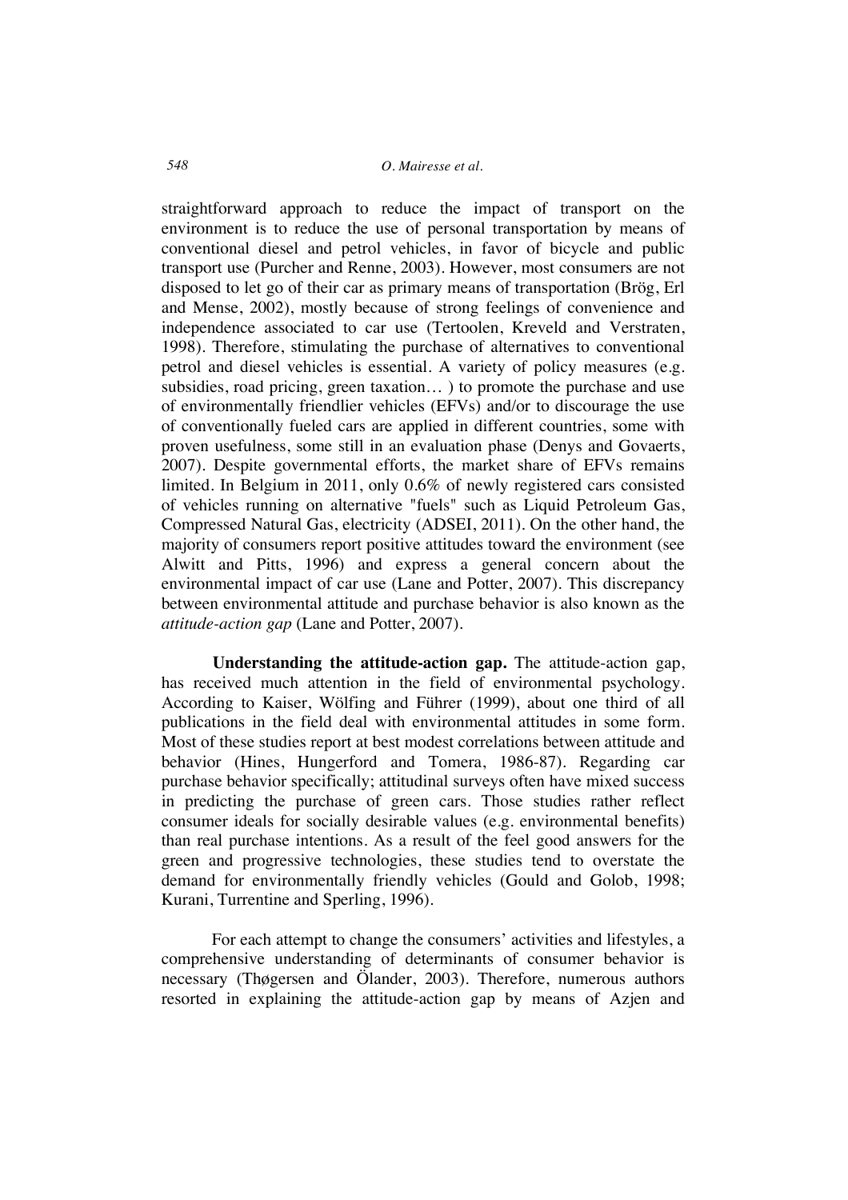straightforward approach to reduce the impact of transport on the environment is to reduce the use of personal transportation by means of conventional diesel and petrol vehicles, in favor of bicycle and public transport use (Purcher and Renne, 2003). However, most consumers are not disposed to let go of their car as primary means of transportation (Brög, Erl and Mense, 2002), mostly because of strong feelings of convenience and independence associated to car use (Tertoolen, Kreveld and Verstraten, 1998). Therefore, stimulating the purchase of alternatives to conventional petrol and diesel vehicles is essential. A variety of policy measures (e.g. subsidies, road pricing, green taxation… ) to promote the purchase and use of environmentally friendlier vehicles (EFVs) and/or to discourage the use of conventionally fueled cars are applied in different countries, some with proven usefulness, some still in an evaluation phase (Denys and Govaerts, 2007). Despite governmental efforts, the market share of EFVs remains limited. In Belgium in 2011, only 0.6% of newly registered cars consisted of vehicles running on alternative "fuels" such as Liquid Petroleum Gas, Compressed Natural Gas, electricity (ADSEI, 2011). On the other hand, the majority of consumers report positive attitudes toward the environment (see Alwitt and Pitts, 1996) and express a general concern about the environmental impact of car use (Lane and Potter, 2007). This discrepancy between environmental attitude and purchase behavior is also known as the *attitude-action gap* (Lane and Potter, 2007).

**Understanding the attitude-action gap.** The attitude-action gap, has received much attention in the field of environmental psychology. According to Kaiser, Wölfing and Führer (1999), about one third of all publications in the field deal with environmental attitudes in some form. Most of these studies report at best modest correlations between attitude and behavior (Hines, Hungerford and Tomera, 1986-87). Regarding car purchase behavior specifically; attitudinal surveys often have mixed success in predicting the purchase of green cars. Those studies rather reflect consumer ideals for socially desirable values (e.g. environmental benefits) than real purchase intentions. As a result of the feel good answers for the green and progressive technologies, these studies tend to overstate the demand for environmentally friendly vehicles (Gould and Golob, 1998; Kurani, Turrentine and Sperling, 1996).

For each attempt to change the consumers' activities and lifestyles, a comprehensive understanding of determinants of consumer behavior is necessary (Thøgersen and Ölander, 2003). Therefore, numerous authors resorted in explaining the attitude-action gap by means of Azjen and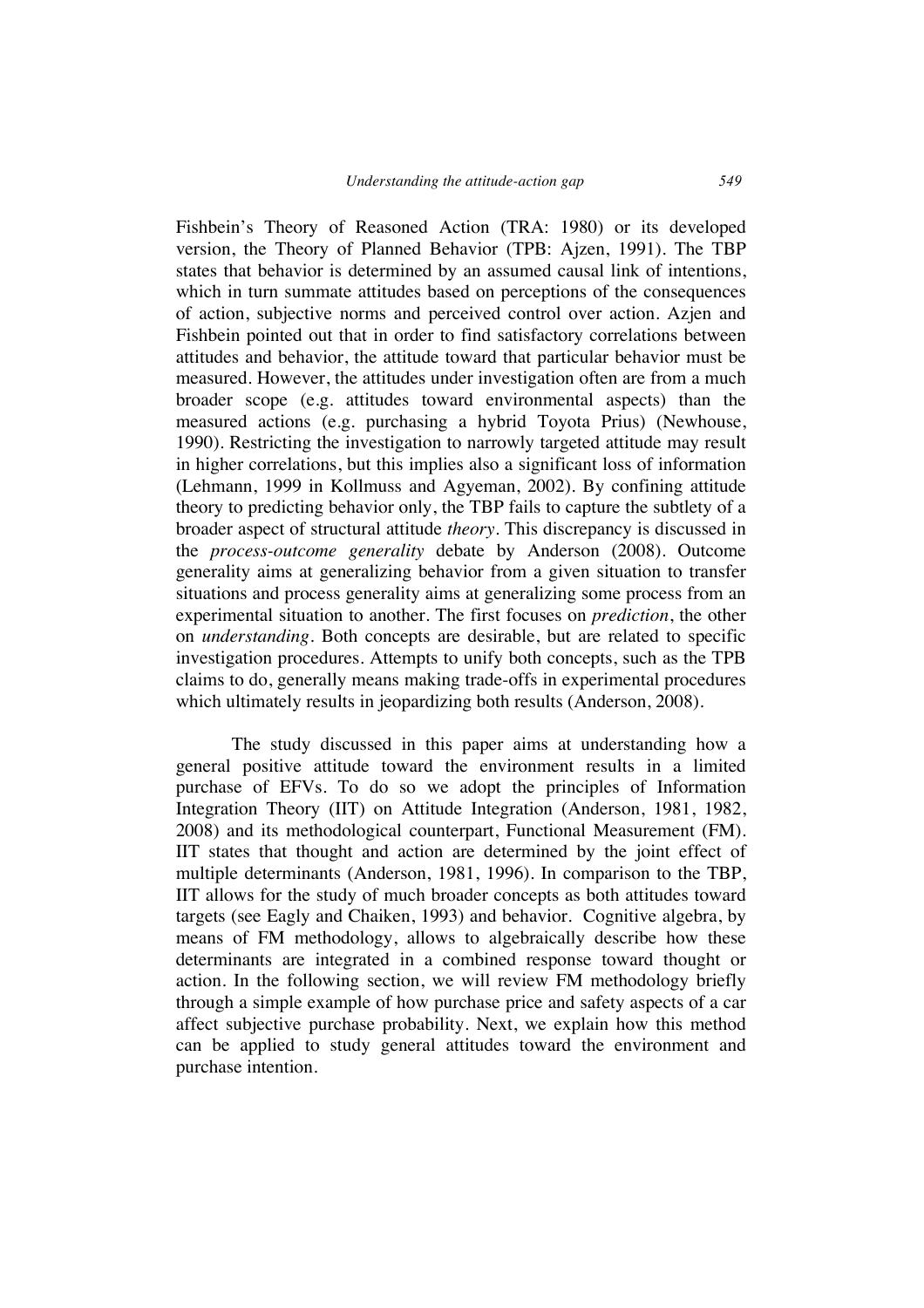Fishbein's Theory of Reasoned Action (TRA: 1980) or its developed version, the Theory of Planned Behavior (TPB: Ajzen, 1991). The TBP states that behavior is determined by an assumed causal link of intentions, which in turn summate attitudes based on perceptions of the consequences of action, subjective norms and perceived control over action. Azjen and Fishbein pointed out that in order to find satisfactory correlations between attitudes and behavior, the attitude toward that particular behavior must be measured. However, the attitudes under investigation often are from a much broader scope (e.g. attitudes toward environmental aspects) than the measured actions (e.g. purchasing a hybrid Toyota Prius) (Newhouse, 1990). Restricting the investigation to narrowly targeted attitude may result in higher correlations, but this implies also a significant loss of information (Lehmann, 1999 in Kollmuss and Agyeman, 2002). By confining attitude theory to predicting behavior only, the TBP fails to capture the subtlety of a broader aspect of structural attitude *theory*. This discrepancy is discussed in the *process-outcome generality* debate by Anderson (2008). Outcome generality aims at generalizing behavior from a given situation to transfer situations and process generality aims at generalizing some process from an experimental situation to another. The first focuses on *prediction*, the other on *understanding*. Both concepts are desirable, but are related to specific investigation procedures. Attempts to unify both concepts, such as the TPB claims to do, generally means making trade-offs in experimental procedures which ultimately results in jeopardizing both results (Anderson, 2008).

The study discussed in this paper aims at understanding how a general positive attitude toward the environment results in a limited purchase of EFVs. To do so we adopt the principles of Information Integration Theory (IIT) on Attitude Integration (Anderson, 1981, 1982, 2008) and its methodological counterpart, Functional Measurement (FM). IIT states that thought and action are determined by the joint effect of multiple determinants (Anderson, 1981, 1996). In comparison to the TBP, IIT allows for the study of much broader concepts as both attitudes toward targets (see Eagly and Chaiken, 1993) and behavior. Cognitive algebra, by means of FM methodology, allows to algebraically describe how these determinants are integrated in a combined response toward thought or action. In the following section, we will review FM methodology briefly through a simple example of how purchase price and safety aspects of a car affect subjective purchase probability. Next, we explain how this method can be applied to study general attitudes toward the environment and purchase intention.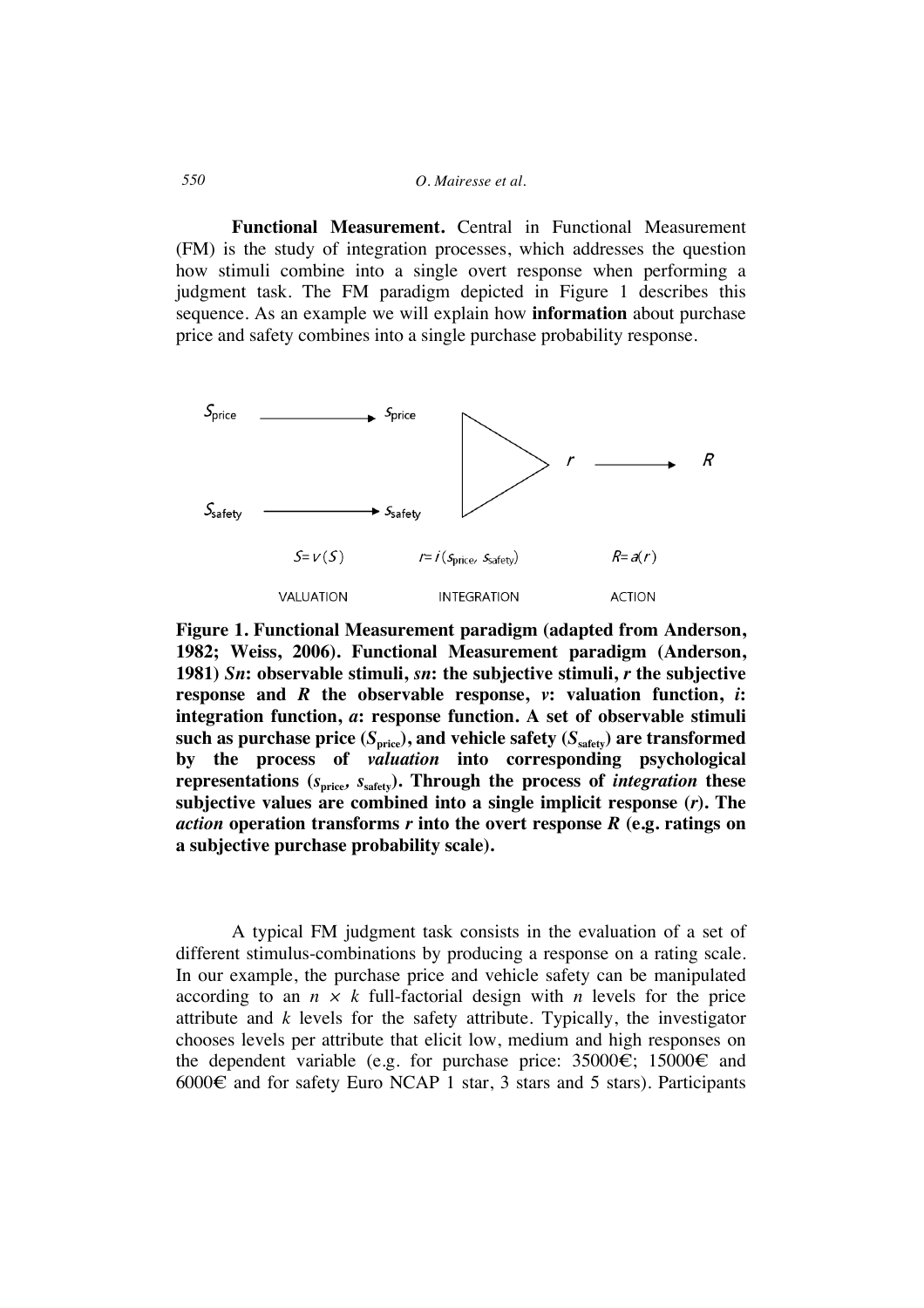**Functional Measurement.** Central in Functional Measurement (FM) is the study of integration processes, which addresses the question how stimuli combine into a single overt response when performing a judgment task. The FM paradigm depicted in Figure 1 describes this sequence. As an example we will explain how **information** about purchase price and safety combines into a single purchase probability response.

$$S_{\text{price}} \longrightarrow s_{\text{price}} \qquad S_{\text{safety}} \longrightarrow s_{\text{safety}} \qquad \triangleright \; r \longrightarrow R$$

$s = v(S)$ VALUATION — $r = i(s_{\text{price}}, s_{\text{safety}})$ INTEGRATION — $R = a(r)$ ACTION

**Figure 1. Functional Measurement paradigm (adapted from Anderson, 1982; Weiss, 2006). Functional Measurement paradigm (Anderson, 1981) *Sn*: observable stimuli, *sn*: the subjective stimuli, *r* the subjective response and *R* the observable response, *v*: valuation function, *i*: integration function, *a*: response function. A set of observable stimuli such as purchase price ($S_{\text{price}}$), and vehicle safety ($S_{\text{safety}}$) are transformed by the process of *valuation* into corresponding psychological representations ($s_{\text{price}}$, $s_{\text{safety}}$). Through the process of *integration* these subjective values are combined into a single implicit response (*r*). The *action* operation transforms *r* into the overt response *R* (e.g. ratings on a subjective purchase probability scale).**

A typical FM judgment task consists in the evaluation of a set of different stimulus-combinations by producing a response on a rating scale. In our example, the purchase price and vehicle safety can be manipulated according to an $n \times k$ full-factorial design with $n$ levels for the price attribute and $k$ levels for the safety attribute. Typically, the investigator chooses levels per attribute that elicit low, medium and high responses on the dependent variable (e.g. for purchase price: 35000€; 15000€ and 6000€ and for safety Euro NCAP 1 star, 3 stars and 5 stars). Participants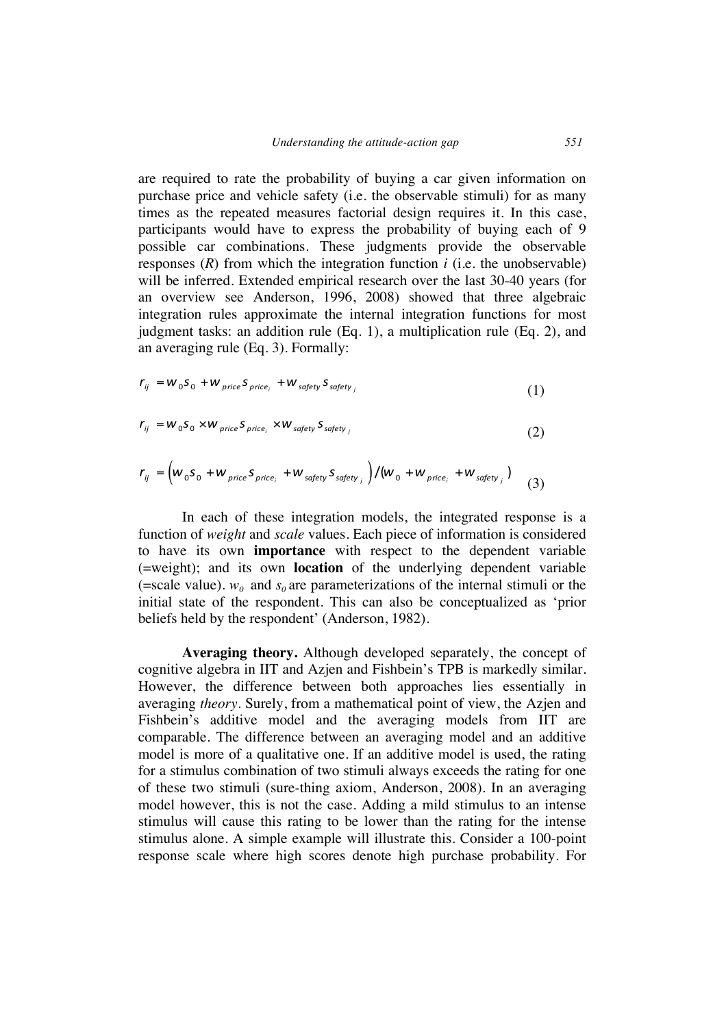are required to rate the probability of buying a car given information on purchase price and vehicle safety (i.e. the observable stimuli) for as many times as the repeated measures factorial design requires it. In this case, participants would have to express the probability of buying each of 9 possible car combinations. These judgments provide the observable responses (*R*) from which the integration function *i* (i.e. the unobservable) will be inferred. Extended empirical research over the last 30-40 years (for an overview see Anderson, 1996, 2008) showed that three algebraic integration rules approximate the internal integration functions for most judgment tasks: an addition rule (Eq. 1), a multiplication rule (Eq. 2), and an averaging rule (Eq. 3). Formally:

$$r_{ij} = w_0 s_0 + w_{price} s_{price_i} + w_{safety} s_{safety_j} \tag{1}$$

$$r_{ij} = w_0 s_0 \times w_{price} s_{price_i} \times w_{safety} s_{safety_j} \tag{2}$$

$$r_{ij} = \left( w_0 s_0 + w_{price} s_{price_i} + w_{safety} s_{safety_j} \right) / \left( w_0 + w_{price_i} + w_{safety_j} \right) \tag{3}$$

In each of these integration models, the integrated response is a function of *weight* and *scale* values. Each piece of information is considered to have its own **importance** with respect to the dependent variable (=weight); and its own **location** of the underlying dependent variable (=scale value). $w_0$ and $s_0$ are parameterizations of the internal stimuli or the initial state of the respondent. This can also be conceptualized as 'prior beliefs held by the respondent' (Anderson, 1982).

**Averaging theory.** Although developed separately, the concept of cognitive algebra in IIT and Azjen and Fishbein's TPB is markedly similar. However, the difference between both approaches lies essentially in averaging *theory*. Surely, from a mathematical point of view, the Azjen and Fishbein's additive model and the averaging models from IIT are comparable. The difference between an averaging model and an additive model is more of a qualitative one. If an additive model is used, the rating for a stimulus combination of two stimuli always exceeds the rating for one of these two stimuli (sure-thing axiom, Anderson, 2008). In an averaging model however, this is not the case. Adding a mild stimulus to an intense stimulus will cause this rating to be lower than the rating for the intense stimulus alone. A simple example will illustrate this. Consider a 100-point response scale where high scores denote high purchase probability. For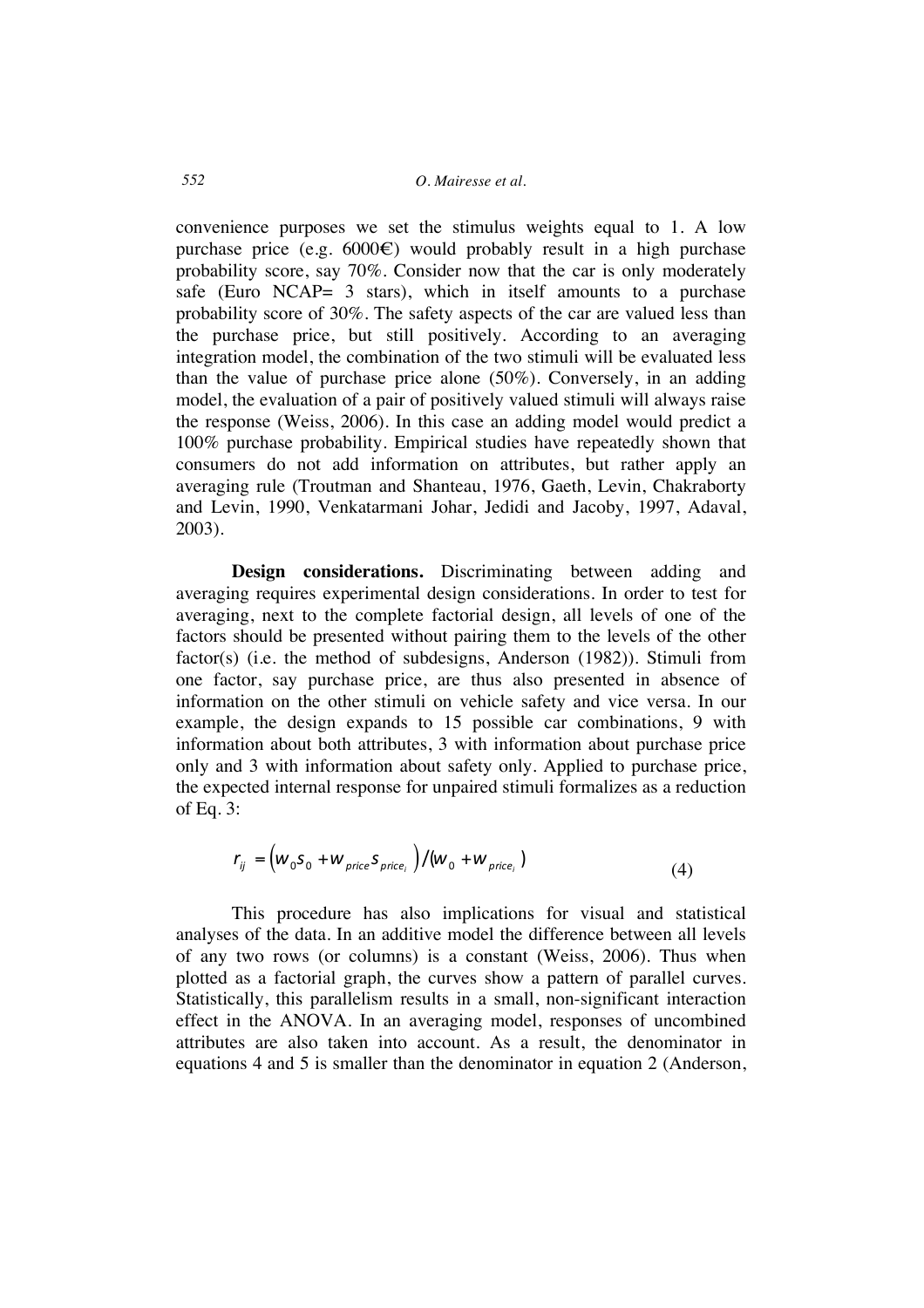convenience purposes we set the stimulus weights equal to 1. A low purchase price (e.g. 6000€) would probably result in a high purchase probability score, say 70%. Consider now that the car is only moderately safe (Euro NCAP= 3 stars), which in itself amounts to a purchase probability score of 30%. The safety aspects of the car are valued less than the purchase price, but still positively. According to an averaging integration model, the combination of the two stimuli will be evaluated less than the value of purchase price alone (50%). Conversely, in an adding model, the evaluation of a pair of positively valued stimuli will always raise the response (Weiss, 2006). In this case an adding model would predict a 100% purchase probability. Empirical studies have repeatedly shown that consumers do not add information on attributes, but rather apply an averaging rule (Troutman and Shanteau, 1976, Gaeth, Levin, Chakraborty and Levin, 1990, Venkatarmani Johar, Jedidi and Jacoby, 1997, Adaval, 2003).

**Design considerations.** Discriminating between adding and averaging requires experimental design considerations. In order to test for averaging, next to the complete factorial design, all levels of one of the factors should be presented without pairing them to the levels of the other factor(s) (i.e. the method of subdesigns, Anderson (1982)). Stimuli from one factor, say purchase price, are thus also presented in absence of information on the other stimuli on vehicle safety and vice versa. In our example, the design expands to 15 possible car combinations, 9 with information about both attributes, 3 with information about purchase price only and 3 with information about safety only. Applied to purchase price, the expected internal response for unpaired stimuli formalizes as a reduction of Eq. 3:

$$r_{ij} = \left(w_0 s_0 + w_{price} s_{price_i}\right) / \left(w_0 + w_{price_i}\right) \tag{4}$$

This procedure has also implications for visual and statistical analyses of the data. In an additive model the difference between all levels of any two rows (or columns) is a constant (Weiss, 2006). Thus when plotted as a factorial graph, the curves show a pattern of parallel curves. Statistically, this parallelism results in a small, non-significant interaction effect in the ANOVA. In an averaging model, responses of uncombined attributes are also taken into account. As a result, the denominator in equations 4 and 5 is smaller than the denominator in equation 2 (Anderson,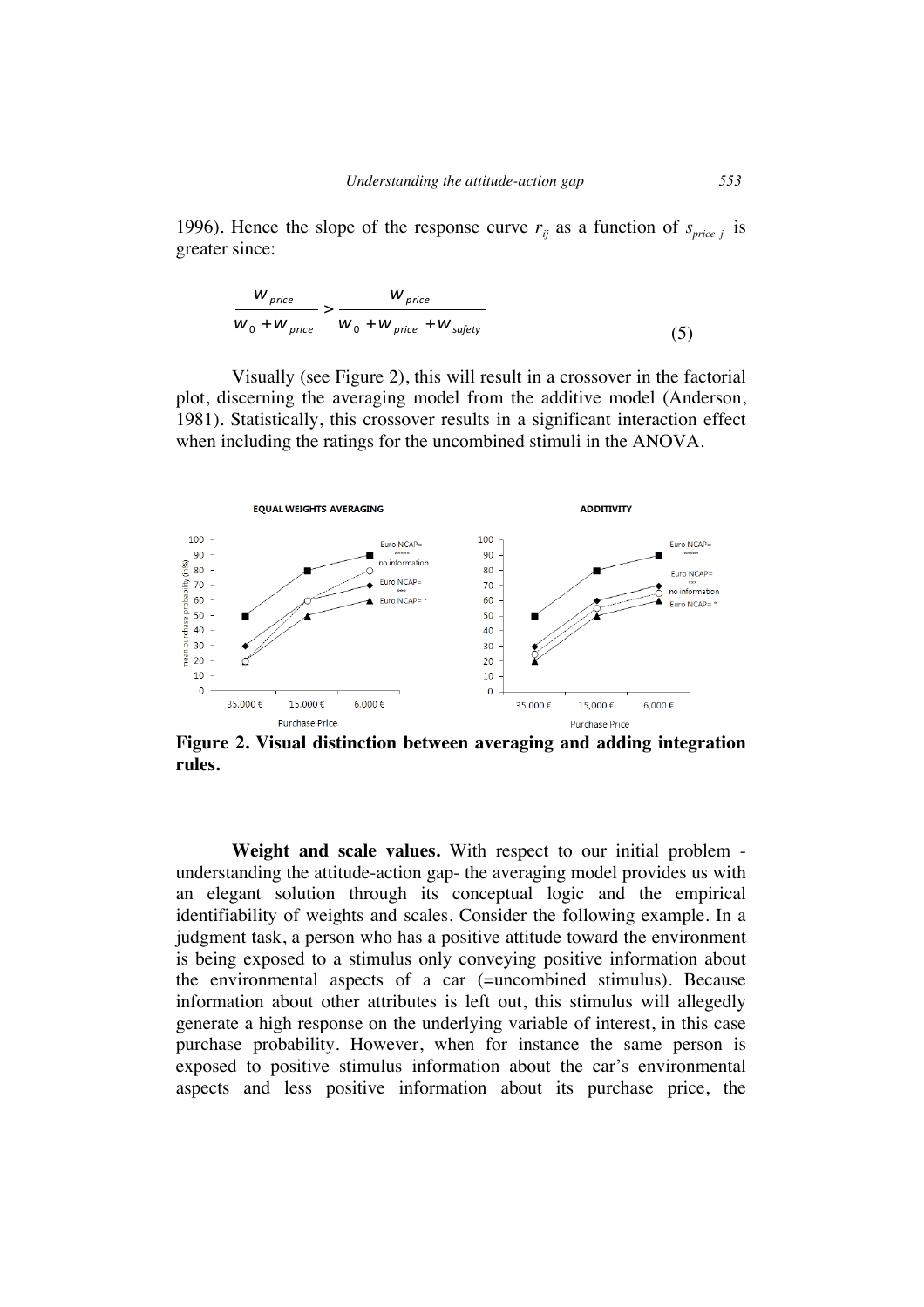1996). Hence the slope of the response curve $r_{ij}$ as a function of $s_{price\ j}$ is greater since:

$$\frac{w_{price}}{w_0 + w_{price}} > \frac{w_{price}}{w_0 + w_{price} + w_{safety}} \tag{5}$$

Visually (see Figure 2), this will result in a crossover in the factorial plot, discerning the averaging model from the additive model (Anderson, 1981). Statistically, this crossover results in a significant interaction effect when including the ratings for the uncombined stimuli in the ANOVA.

**Figure 2. Visual distinction between averaging and adding integration rules.**

**Weight and scale values.** With respect to our initial problem - understanding the attitude-action gap- the averaging model provides us with an elegant solution through its conceptual logic and the empirical identifiability of weights and scales. Consider the following example. In a judgment task, a person who has a positive attitude toward the environment is being exposed to a stimulus only conveying positive information about the environmental aspects of a car (=uncombined stimulus). Because information about other attributes is left out, this stimulus will allegedly generate a high response on the underlying variable of interest, in this case purchase probability. However, when for instance the same person is exposed to positive stimulus information about the car's environmental aspects and less positive information about its purchase price, the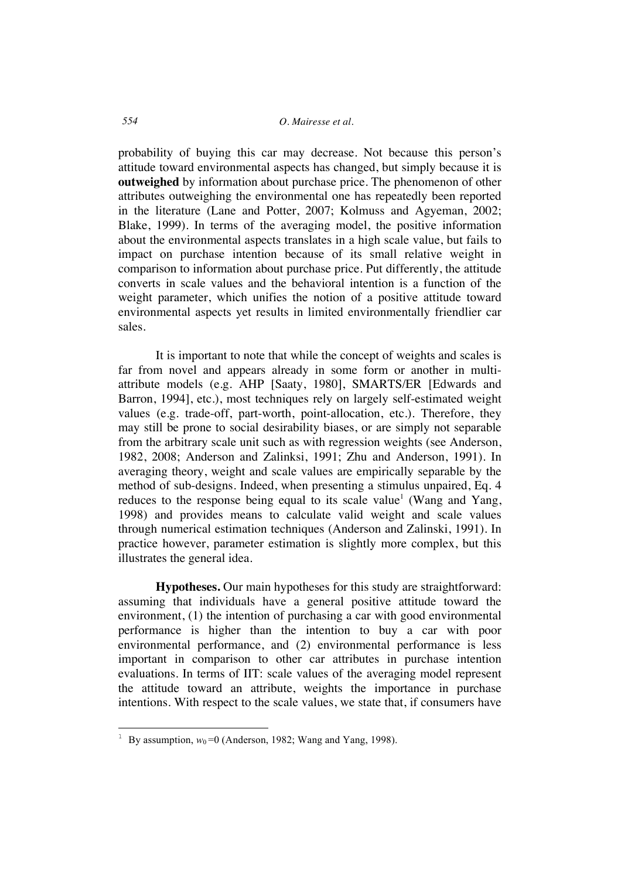probability of buying this car may decrease. Not because this person's attitude toward environmental aspects has changed, but simply because it is **outweighed** by information about purchase price. The phenomenon of other attributes outweighing the environmental one has repeatedly been reported in the literature (Lane and Potter, 2007; Kolmuss and Agyeman, 2002; Blake, 1999). In terms of the averaging model, the positive information about the environmental aspects translates in a high scale value, but fails to impact on purchase intention because of its small relative weight in comparison to information about purchase price. Put differently, the attitude converts in scale values and the behavioral intention is a function of the weight parameter, which unifies the notion of a positive attitude toward environmental aspects yet results in limited environmentally friendlier car sales.

It is important to note that while the concept of weights and scales is far from novel and appears already in some form or another in multi-attribute models (e.g. AHP [Saaty, 1980], SMARTS/ER [Edwards and Barron, 1994], etc.), most techniques rely on largely self-estimated weight values (e.g. trade-off, part-worth, point-allocation, etc.). Therefore, they may still be prone to social desirability biases, or are simply not separable from the arbitrary scale unit such as with regression weights (see Anderson, 1982, 2008; Anderson and Zalinksi, 1991; Zhu and Anderson, 1991). In averaging theory, weight and scale values are empirically separable by the method of sub-designs. Indeed, when presenting a stimulus unpaired, Eq. 4 reduces to the response being equal to its scale value[1] (Wang and Yang, 1998) and provides means to calculate valid weight and scale values through numerical estimation techniques (Anderson and Zalinski, 1991). In practice however, parameter estimation is slightly more complex, but this illustrates the general idea.

**Hypotheses.** Our main hypotheses for this study are straightforward: assuming that individuals have a general positive attitude toward the environment, (1) the intention of purchasing a car with good environmental performance is higher than the intention to buy a car with poor environmental performance, and (2) environmental performance is less important in comparison to other car attributes in purchase intention evaluations. In terms of IIT: scale values of the averaging model represent the attitude toward an attribute, weights the importance in purchase intentions. With respect to the scale values, we state that, if consumers have

---

[1] By assumption, $w_0 = 0$ (Anderson, 1982; Wang and Yang, 1998).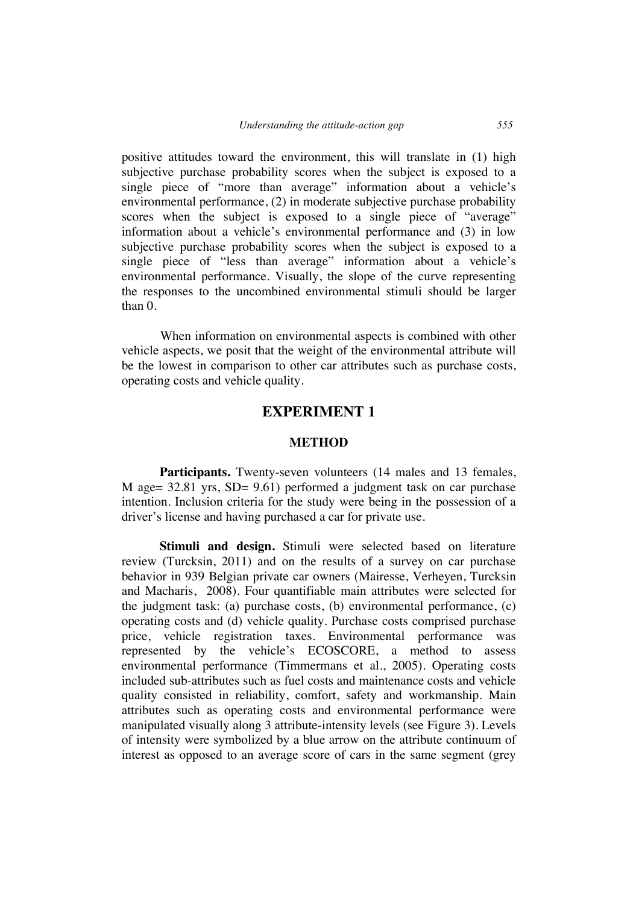positive attitudes toward the environment, this will translate in (1) high subjective purchase probability scores when the subject is exposed to a single piece of "more than average" information about a vehicle's environmental performance, (2) in moderate subjective purchase probability scores when the subject is exposed to a single piece of "average" information about a vehicle's environmental performance and (3) in low subjective purchase probability scores when the subject is exposed to a single piece of "less than average" information about a vehicle's environmental performance. Visually, the slope of the curve representing the responses to the uncombined environmental stimuli should be larger than 0.

When information on environmental aspects is combined with other vehicle aspects, we posit that the weight of the environmental attribute will be the lowest in comparison to other car attributes such as purchase costs, operating costs and vehicle quality.

# EXPERIMENT 1

## METHOD

**Participants.** Twenty-seven volunteers (14 males and 13 females, M age= 32.81 yrs, SD= 9.61) performed a judgment task on car purchase intention. Inclusion criteria for the study were being in the possession of a driver's license and having purchased a car for private use.

**Stimuli and design.** Stimuli were selected based on literature review (Turcksin, 2011) and on the results of a survey on car purchase behavior in 939 Belgian private car owners (Mairesse, Verheyen, Turcksin and Macharis, 2008). Four quantifiable main attributes were selected for the judgment task: (a) purchase costs, (b) environmental performance, (c) operating costs and (d) vehicle quality. Purchase costs comprised purchase price, vehicle registration taxes. Environmental performance was represented by the vehicle's ECOSCORE, a method to assess environmental performance (Timmermans et al., 2005). Operating costs included sub-attributes such as fuel costs and maintenance costs and vehicle quality consisted in reliability, comfort, safety and workmanship. Main attributes such as operating costs and environmental performance were manipulated visually along 3 attribute-intensity levels (see Figure 3). Levels of intensity were symbolized by a blue arrow on the attribute continuum of interest as opposed to an average score of cars in the same segment (grey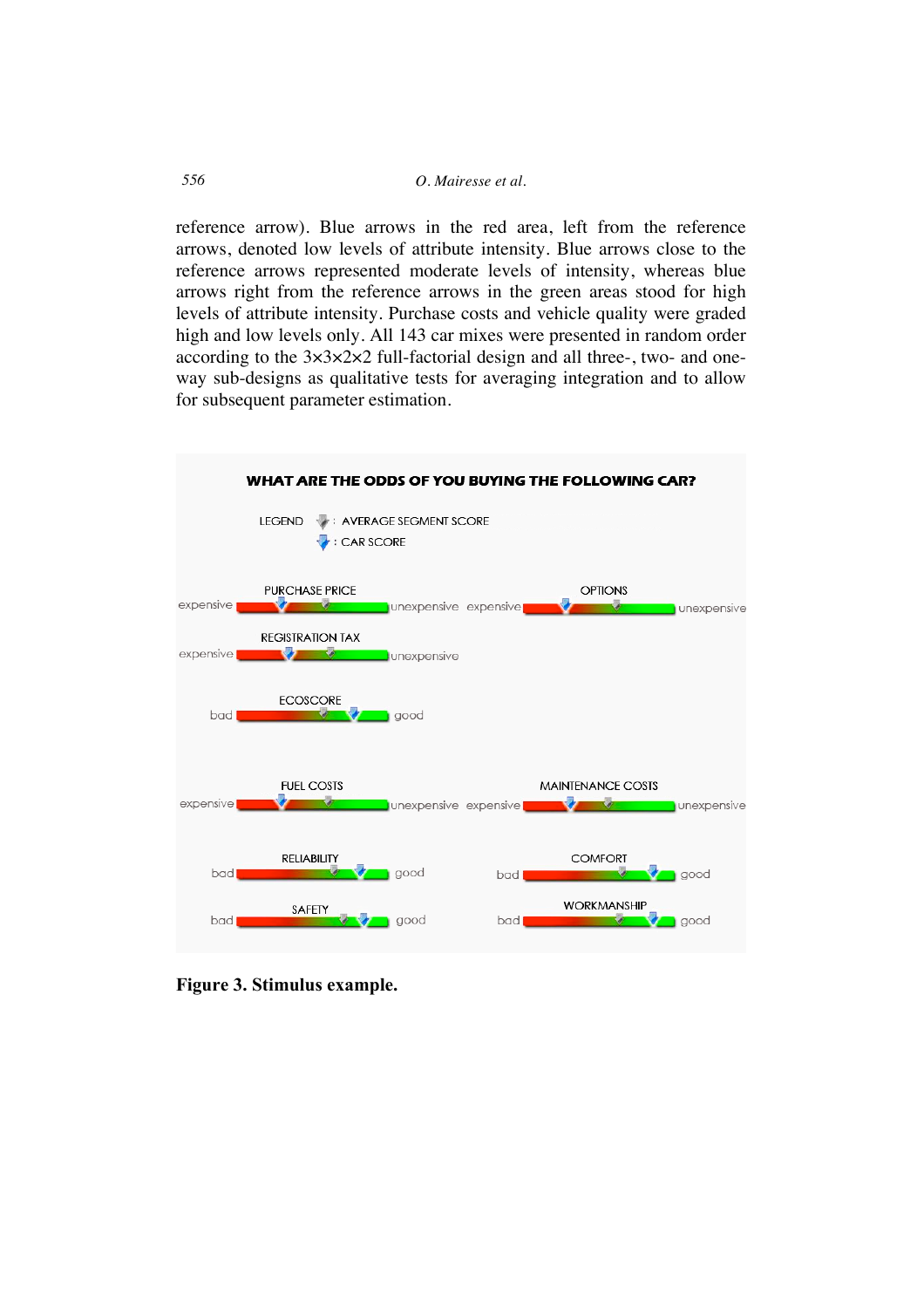reference arrow). Blue arrows in the red area, left from the reference arrows, denoted low levels of attribute intensity. Blue arrows close to the reference arrows represented moderate levels of intensity, whereas blue arrows right from the reference arrows in the green areas stood for high levels of attribute intensity. Purchase costs and vehicle quality were graded high and low levels only. All 143 car mixes were presented in random order according to the 3×3×2×2 full-factorial design and all three-, two- and one-way sub-designs as qualitative tests for averaging integration and to allow for subsequent parameter estimation.

WHAT ARE THE ODDS OF YOU BUYING THE FOLLOWING CAR?

LEGEND : AVERAGE SEGMENT SCORE

: CAR SCORE

PURCHASE PRICE — expensive / unexpensive

OPTIONS — expensive / unexpensive

REGISTRATION TAX — expensive / unexpensive

ECOSCORE — bad / good

FUEL COSTS — expensive / unexpensive

MAINTENANCE COSTS — expensive / unexpensive

RELIABILITY — bad / good

COMFORT — bad / good

SAFETY — bad / good

WORKMANSHIP — bad / good

**Figure 3. Stimulus example.**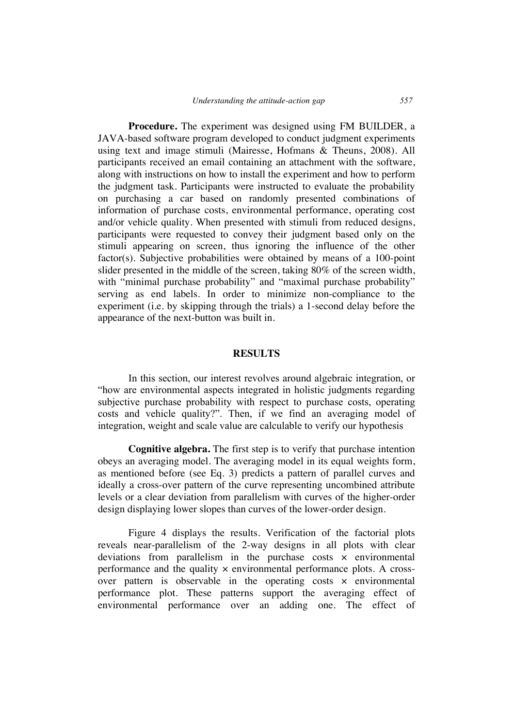**Procedure.** The experiment was designed using FM BUILDER, a JAVA-based software program developed to conduct judgment experiments using text and image stimuli (Mairesse, Hofmans & Theuns, 2008). All participants received an email containing an attachment with the software, along with instructions on how to install the experiment and how to perform the judgment task. Participants were instructed to evaluate the probability on purchasing a car based on randomly presented combinations of information of purchase costs, environmental performance, operating cost and/or vehicle quality. When presented with stimuli from reduced designs, participants were requested to convey their judgment based only on the stimuli appearing on screen, thus ignoring the influence of the other factor(s). Subjective probabilities were obtained by means of a 100-point slider presented in the middle of the screen, taking 80% of the screen width, with "minimal purchase probability" and "maximal purchase probability" serving as end labels. In order to minimize non-compliance to the experiment (i.e. by skipping through the trials) a 1-second delay before the appearance of the next-button was built in.

## RESULTS

In this section, our interest revolves around algebraic integration, or "how are environmental aspects integrated in holistic judgments regarding subjective purchase probability with respect to purchase costs, operating costs and vehicle quality?". Then, if we find an averaging model of integration, weight and scale value are calculable to verify our hypothesis

**Cognitive algebra.** The first step is to verify that purchase intention obeys an averaging model. The averaging model in its equal weights form, as mentioned before (see Eq. 3) predicts a pattern of parallel curves and ideally a cross-over pattern of the curve representing uncombined attribute levels or a clear deviation from parallelism with curves of the higher-order design displaying lower slopes than curves of the lower-order design.

Figure 4 displays the results. Verification of the factorial plots reveals near-parallelism of the 2-way designs in all plots with clear deviations from parallelism in the purchase costs × environmental performance and the quality × environmental performance plots. A cross-over pattern is observable in the operating costs × environmental performance plot. These patterns support the averaging effect of environmental performance over an adding one. The effect of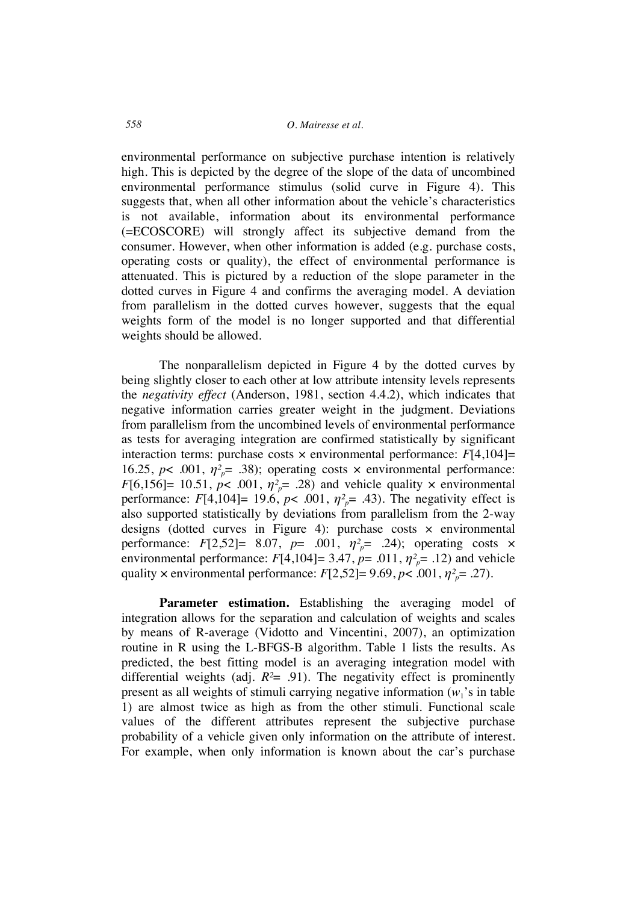environmental performance on subjective purchase intention is relatively high. This is depicted by the degree of the slope of the data of uncombined environmental performance stimulus (solid curve in Figure 4). This suggests that, when all other information about the vehicle's characteristics is not available, information about its environmental performance (=ECOSCORE) will strongly affect its subjective demand from the consumer. However, when other information is added (e.g. purchase costs, operating costs or quality), the effect of environmental performance is attenuated. This is pictured by a reduction of the slope parameter in the dotted curves in Figure 4 and confirms the averaging model. A deviation from parallelism in the dotted curves however, suggests that the equal weights form of the model is no longer supported and that differential weights should be allowed.

The nonparallelism depicted in Figure 4 by the dotted curves by being slightly closer to each other at low attribute intensity levels represents the *negativity effect* (Anderson, 1981, section 4.4.2), which indicates that negative information carries greater weight in the judgment. Deviations from parallelism from the uncombined levels of environmental performance as tests for averaging integration are confirmed statistically by significant interaction terms: purchase costs × environmental performance: $F[4,104]= 16.25$, $p< .001$, $\eta^2_p= .38$); operating costs × environmental performance: $F[6,156]= 10.51$, $p< .001$, $\eta^2_p= .28$) and vehicle quality × environmental performance: $F[4,104]= 19.6$, $p< .001$, $\eta^2_p= .43$). The negativity effect is also supported statistically by deviations from parallelism from the 2-way designs (dotted curves in Figure 4): purchase costs × environmental performance: $F[2,52]= 8.07$, $p= .001$, $\eta^2_p= .24$); operating costs × environmental performance: $F[4,104]= 3.47$, $p= .011$, $\eta^2_p= .12$) and vehicle quality × environmental performance: $F[2,52]= 9.69$, $p< .001$, $\eta^2_p= .27$).

**Parameter estimation.** Establishing the averaging model of integration allows for the separation and calculation of weights and scales by means of R-average (Vidotto and Vincentini, 2007), an optimization routine in R using the L-BFGS-B algorithm. Table 1 lists the results. As predicted, the best fitting model is an averaging integration model with differential weights (adj. $R^2= .91$). The negativity effect is prominently present as all weights of stimuli carrying negative information ($w_1$'s in table 1) are almost twice as high as from the other stimuli. Functional scale values of the different attributes represent the subjective purchase probability of a vehicle given only information on the attribute of interest. For example, when only information is known about the car's purchase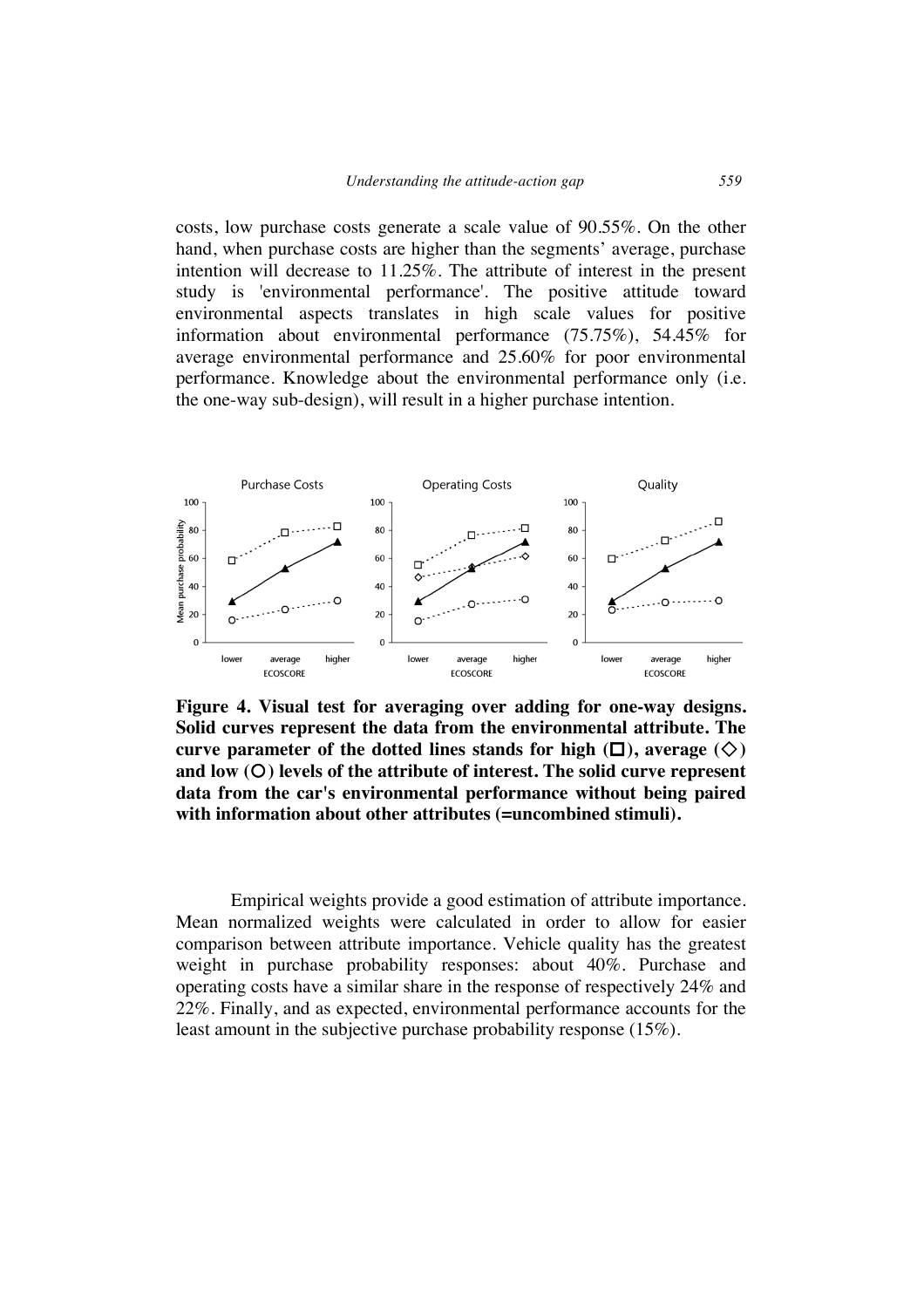costs, low purchase costs generate a scale value of 90.55%. On the other hand, when purchase costs are higher than the segments' average, purchase intention will decrease to 11.25%. The attribute of interest in the present study is 'environmental performance'. The positive attitude toward environmental aspects translates in high scale values for positive information about environmental performance (75.75%), 54.45% for average environmental performance and 25.60% for poor environmental performance. Knowledge about the environmental performance only (i.e. the one-way sub-design), will result in a higher purchase intention.

**Figure 4. Visual test for averaging over adding for one-way designs. Solid curves represent the data from the environmental attribute. The curve parameter of the dotted lines stands for high (□), average (◇) and low (○) levels of the attribute of interest. The solid curve represent data from the car's environmental performance without being paired with information about other attributes (=uncombined stimuli).**

Empirical weights provide a good estimation of attribute importance. Mean normalized weights were calculated in order to allow for easier comparison between attribute importance. Vehicle quality has the greatest weight in purchase probability responses: about 40%. Purchase and operating costs have a similar share in the response of respectively 24% and 22%. Finally, and as expected, environmental performance accounts for the least amount in the subjective purchase probability response (15%).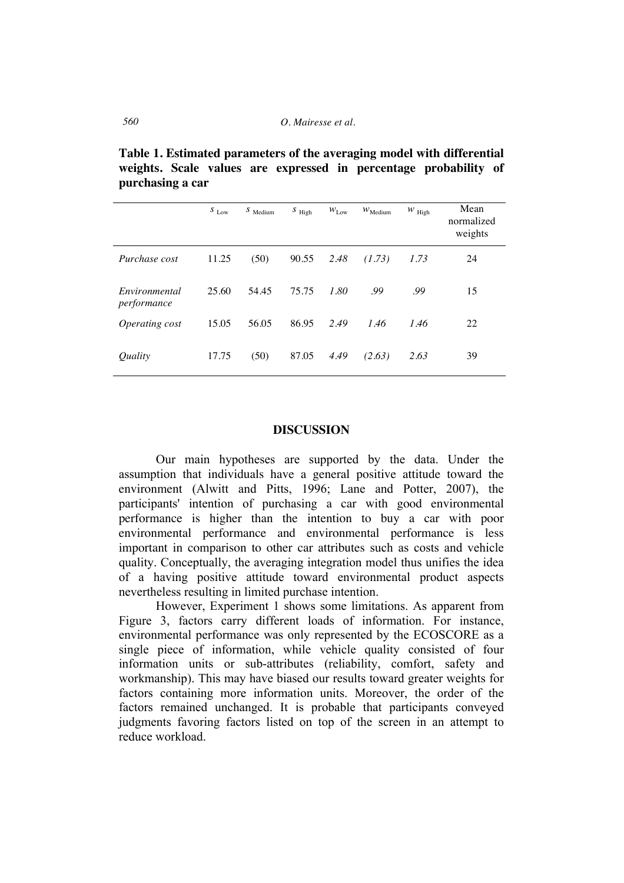**Table 1. Estimated parameters of the averaging model with differential weights. Scale values are expressed in percentage probability of purchasing a car**

| | $s_{\text{Low}}$ | $s_{\text{Medium}}$ | $s_{\text{High}}$ | $w_{\text{Low}}$ | $w_{\text{Medium}}$ | $w_{\text{High}}$ | Mean normalized weights |
|---|---|---|---|---|---|---|---|
| *Purchase cost* | 11.25 | (50) | 90.55 | *2.48* | *(1.73)* | *1.73* | 24 |
| *Environmental performance* | 25.60 | 54.45 | 75.75 | *1.80* | *.99* | *.99* | 15 |
| *Operating cost* | 15.05 | 56.05 | 86.95 | *2.49* | *1.46* | *1.46* | 22 |
| *Quality* | 17.75 | (50) | 87.05 | *4.49* | *(2.63)* | *2.63* | 39 |

## DISCUSSION

Our main hypotheses are supported by the data. Under the assumption that individuals have a general positive attitude toward the environment (Alwitt and Pitts, 1996; Lane and Potter, 2007), the participants' intention of purchasing a car with good environmental performance is higher than the intention to buy a car with poor environmental performance and environmental performance is less important in comparison to other car attributes such as costs and vehicle quality. Conceptually, the averaging integration model thus unifies the idea of a having positive attitude toward environmental product aspects nevertheless resulting in limited purchase intention.

However, Experiment 1 shows some limitations. As apparent from Figure 3, factors carry different loads of information. For instance, environmental performance was only represented by the ECOSCORE as a single piece of information, while vehicle quality consisted of four information units or sub-attributes (reliability, comfort, safety and workmanship). This may have biased our results toward greater weights for factors containing more information units. Moreover, the order of the factors remained unchanged. It is probable that participants conveyed judgments favoring factors listed on top of the screen in an attempt to reduce workload.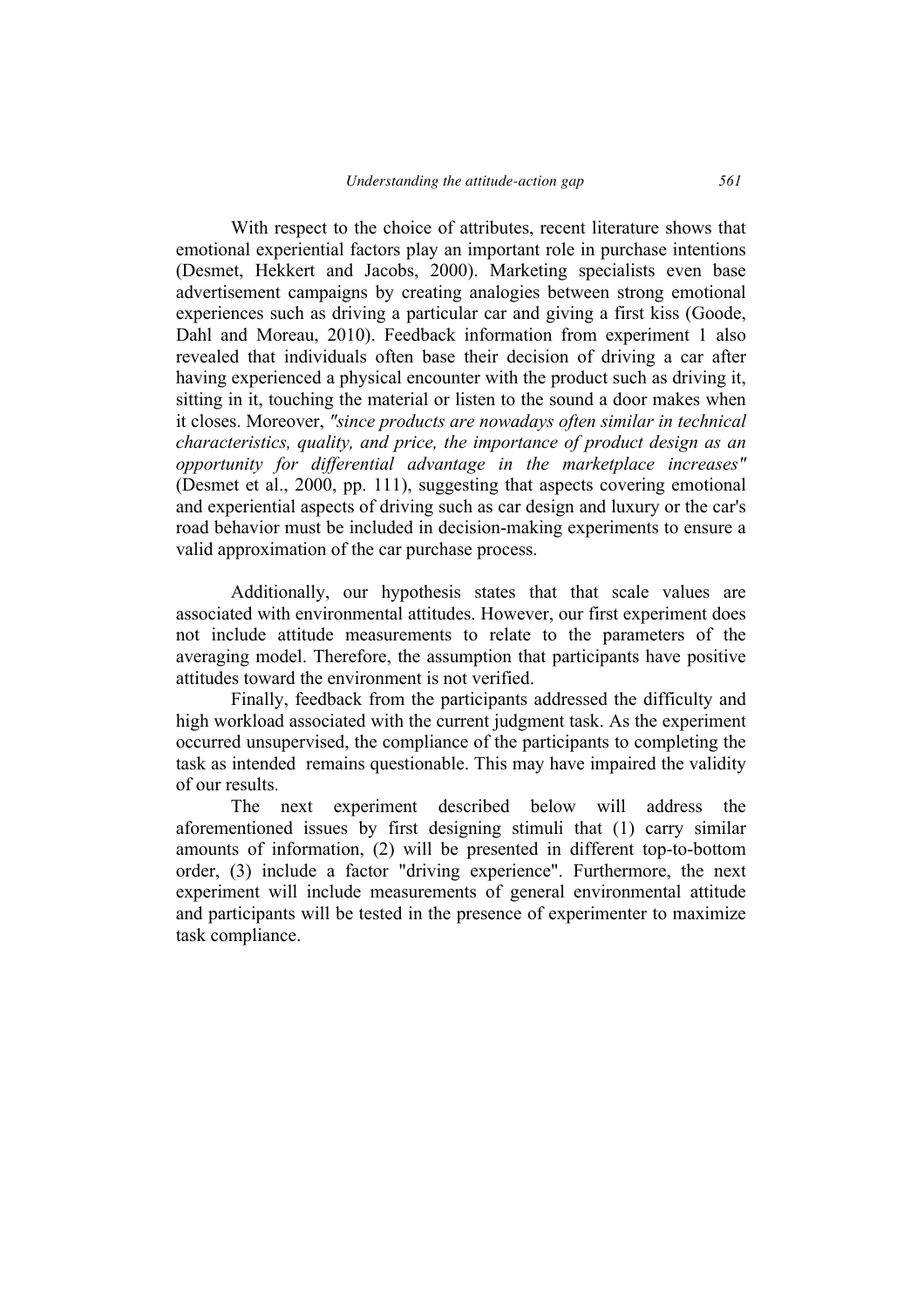With respect to the choice of attributes, recent literature shows that emotional experiential factors play an important role in purchase intentions (Desmet, Hekkert and Jacobs, 2000). Marketing specialists even base advertisement campaigns by creating analogies between strong emotional experiences such as driving a particular car and giving a first kiss (Goode, Dahl and Moreau, 2010). Feedback information from experiment 1 also revealed that individuals often base their decision of driving a car after having experienced a physical encounter with the product such as driving it, sitting in it, touching the material or listen to the sound a door makes when it closes. Moreover, *"since products are nowadays often similar in technical characteristics, quality, and price, the importance of product design as an opportunity for differential advantage in the marketplace increases"* (Desmet et al., 2000, pp. 111), suggesting that aspects covering emotional and experiential aspects of driving such as car design and luxury or the car's road behavior must be included in decision-making experiments to ensure a valid approximation of the car purchase process.

Additionally, our hypothesis states that that scale values are associated with environmental attitudes. However, our first experiment does not include attitude measurements to relate to the parameters of the averaging model. Therefore, the assumption that participants have positive attitudes toward the environment is not verified.

Finally, feedback from the participants addressed the difficulty and high workload associated with the current judgment task. As the experiment occurred unsupervised, the compliance of the participants to completing the task as intended remains questionable. This may have impaired the validity of our results.

The next experiment described below will address the aforementioned issues by first designing stimuli that (1) carry similar amounts of information, (2) will be presented in different top-to-bottom order, (3) include a factor "driving experience". Furthermore, the next experiment will include measurements of general environmental attitude and participants will be tested in the presence of experimenter to maximize task compliance.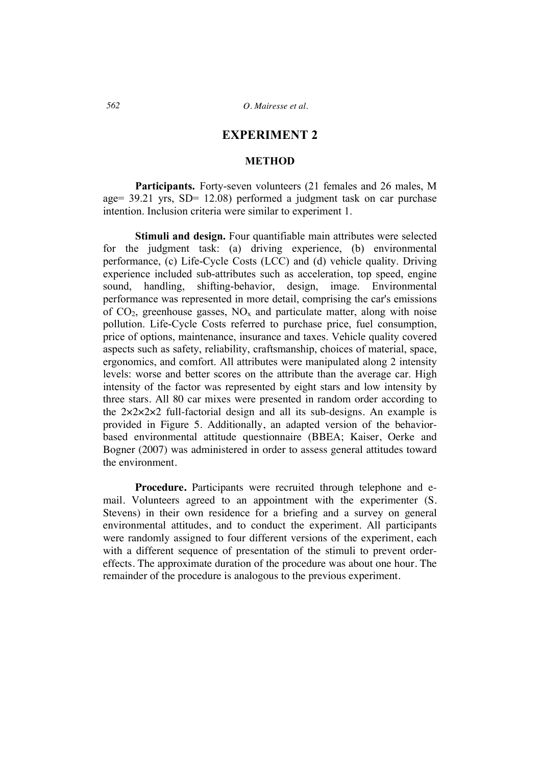# EXPERIMENT 2

## METHOD

**Participants.** Forty-seven volunteers (21 females and 26 males, M age= 39.21 yrs, SD= 12.08) performed a judgment task on car purchase intention. Inclusion criteria were similar to experiment 1.

**Stimuli and design.** Four quantifiable main attributes were selected for the judgment task: (a) driving experience, (b) environmental performance, (c) Life-Cycle Costs (LCC) and (d) vehicle quality. Driving experience included sub-attributes such as acceleration, top speed, engine sound, handling, shifting-behavior, design, image. Environmental performance was represented in more detail, comprising the car's emissions of $CO_2$, greenhouse gasses, $NO_x$ and particulate matter, along with noise pollution. Life-Cycle Costs referred to purchase price, fuel consumption, price of options, maintenance, insurance and taxes. Vehicle quality covered aspects such as safety, reliability, craftsmanship, choices of material, space, ergonomics, and comfort. All attributes were manipulated along 2 intensity levels: worse and better scores on the attribute than the average car. High intensity of the factor was represented by eight stars and low intensity by three stars. All 80 car mixes were presented in random order according to the 2×2×2×2 full-factorial design and all its sub-designs. An example is provided in Figure 5. Additionally, an adapted version of the behavior-based environmental attitude questionnaire (BBEA; Kaiser, Oerke and Bogner (2007) was administered in order to assess general attitudes toward the environment.

**Procedure.** Participants were recruited through telephone and e-mail. Volunteers agreed to an appointment with the experimenter (S. Stevens) in their own residence for a briefing and a survey on general environmental attitudes, and to conduct the experiment. All participants were randomly assigned to four different versions of the experiment, each with a different sequence of presentation of the stimuli to prevent order-effects. The approximate duration of the procedure was about one hour. The remainder of the procedure is analogous to the previous experiment.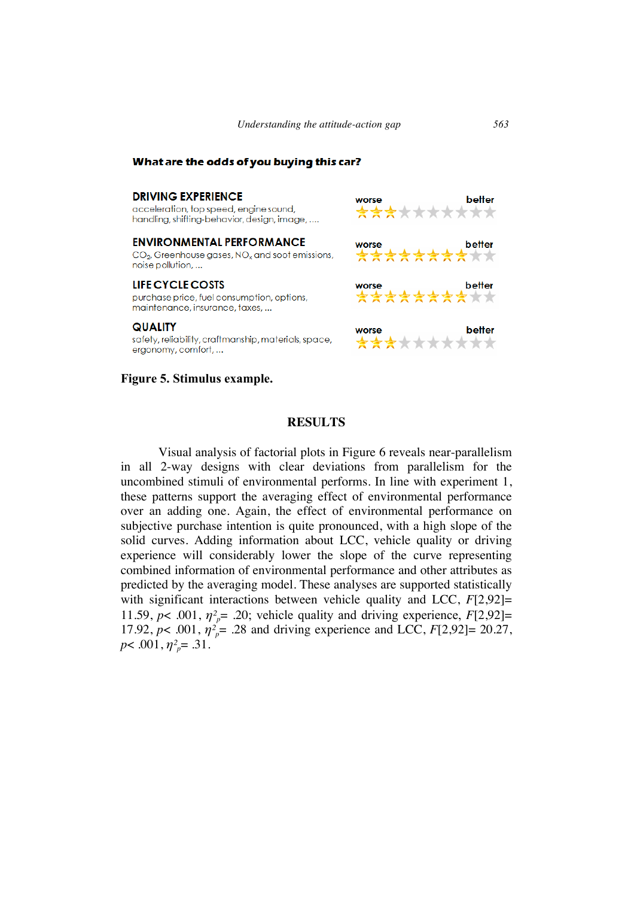**What are the odds of you buying this car?**

**DRIVING EXPERIENCE**
acceleration, top speed, engine sound, handling, shifting-behavior, design, image, ....

worse ★★★☆☆☆☆☆☆☆ better

**ENVIRONMENTAL PERFORMANCE**
$CO_2$, Greenhouse gases, $NO_x$ and soot emissions, noise pollution, ...

worse ★★★★★★★★☆☆ better

**LIFE CYCLE COSTS**
purchase price, fuel consumption, options, maintenance, insurance, taxes, ...

worse ★★★★★★★★☆☆ better

**QUALITY**
safety, reliability, craftmanship, materials, space, ergonomy, comfort, ...

worse ★★★☆☆☆☆☆☆☆ better

**Figure 5. Stimulus example.**

## RESULTS

Visual analysis of factorial plots in Figure 6 reveals near-parallelism in all 2-way designs with clear deviations from parallelism for the uncombined stimuli of environmental performs. In line with experiment 1, these patterns support the averaging effect of environmental performance over an adding one. Again, the effect of environmental performance on subjective purchase intention is quite pronounced, with a high slope of the solid curves. Adding information about LCC, vehicle quality or driving experience will considerably lower the slope of the curve representing combined information of environmental performance and other attributes as predicted by the averaging model. These analyses are supported statistically with significant interactions between vehicle quality and LCC, $F[2,92]=$ 11.59, $p< .001$, $\eta^2_p= .20$; vehicle quality and driving experience, $F[2,92]=$ 17.92, $p< .001$, $\eta^2_p= .28$ and driving experience and LCC, $F[2,92]= 20.27$, $p< .001$, $\eta^2_p= .31$.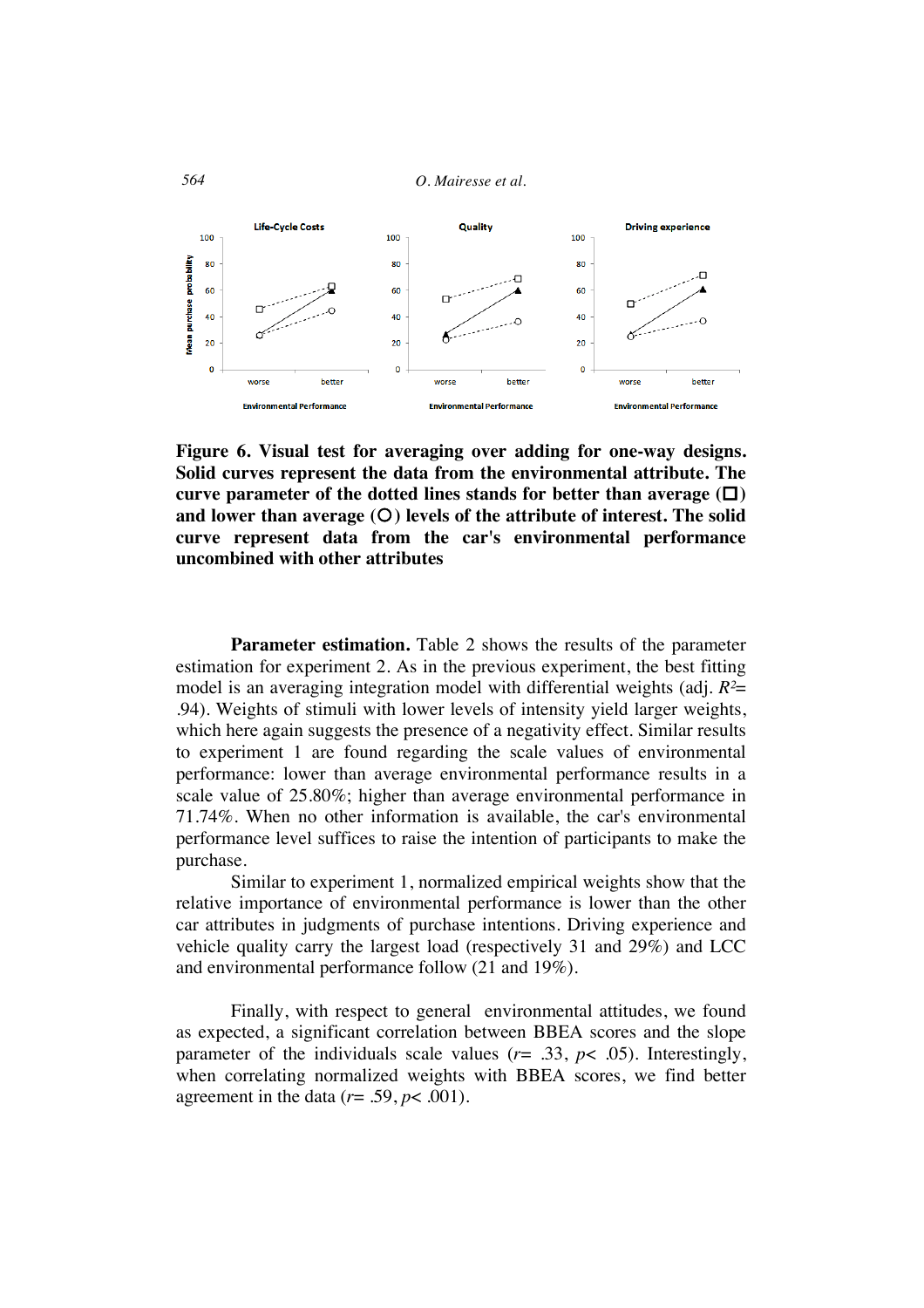**Figure 6. Visual test for averaging over adding for one-way designs. Solid curves represent the data from the environmental attribute. The curve parameter of the dotted lines stands for better than average (□) and lower than average (○) levels of the attribute of interest. The solid curve represent data from the car's environmental performance uncombined with other attributes**

**Parameter estimation.** Table 2 shows the results of the parameter estimation for experiment 2. As in the previous experiment, the best fitting model is an averaging integration model with differential weights (adj. $R^2$= .94). Weights of stimuli with lower levels of intensity yield larger weights, which here again suggests the presence of a negativity effect. Similar results to experiment 1 are found regarding the scale values of environmental performance: lower than average environmental performance results in a scale value of 25.80%; higher than average environmental performance in 71.74%. When no other information is available, the car's environmental performance level suffices to raise the intention of participants to make the purchase.

Similar to experiment 1, normalized empirical weights show that the relative importance of environmental performance is lower than the other car attributes in judgments of purchase intentions. Driving experience and vehicle quality carry the largest load (respectively 31 and 29%) and LCC and environmental performance follow (21 and 19%).

Finally, with respect to general environmental attitudes, we found as expected, a significant correlation between BBEA scores and the slope parameter of the individuals scale values ($r$= .33, $p$< .05). Interestingly, when correlating normalized weights with BBEA scores, we find better agreement in the data ($r$= .59, $p$< .001).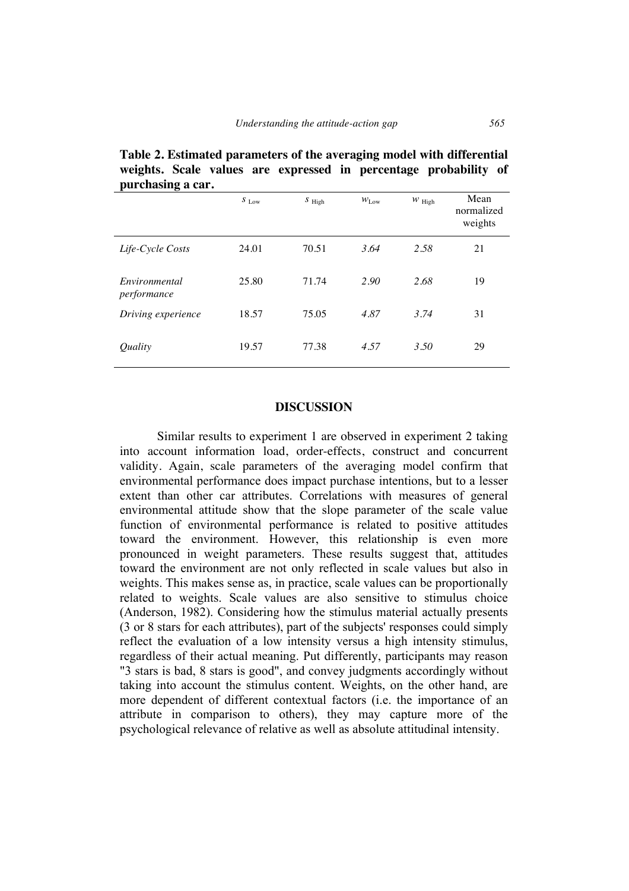**Table 2. Estimated parameters of the averaging model with differential weights. Scale values are expressed in percentage probability of purchasing a car.**

| | $s_{\text{Low}}$ | $s_{\text{High}}$ | $w_{\text{Low}}$ | $w_{\text{High}}$ | Mean normalized weights |
|---|---|---|---|---|---|
| *Life-Cycle Costs* | 24.01 | 70.51 | *3.64* | *2.58* | 21 |
| *Environmental performance* | 25.80 | 71.74 | *2.90* | *2.68* | 19 |
| *Driving experience* | 18.57 | 75.05 | *4.87* | *3.74* | 31 |
| *Quality* | 19.57 | 77.38 | *4.57* | *3.50* | 29 |

## DISCUSSION

Similar results to experiment 1 are observed in experiment 2 taking into account information load, order-effects, construct and concurrent validity. Again, scale parameters of the averaging model confirm that environmental performance does impact purchase intentions, but to a lesser extent than other car attributes. Correlations with measures of general environmental attitude show that the slope parameter of the scale value function of environmental performance is related to positive attitudes toward the environment. However, this relationship is even more pronounced in weight parameters. These results suggest that, attitudes toward the environment are not only reflected in scale values but also in weights. This makes sense as, in practice, scale values can be proportionally related to weights. Scale values are also sensitive to stimulus choice (Anderson, 1982). Considering how the stimulus material actually presents (3 or 8 stars for each attributes), part of the subjects' responses could simply reflect the evaluation of a low intensity versus a high intensity stimulus, regardless of their actual meaning. Put differently, participants may reason "3 stars is bad, 8 stars is good", and convey judgments accordingly without taking into account the stimulus content. Weights, on the other hand, are more dependent of different contextual factors (i.e. the importance of an attribute in comparison to others), they may capture more of the psychological relevance of relative as well as absolute attitudinal intensity.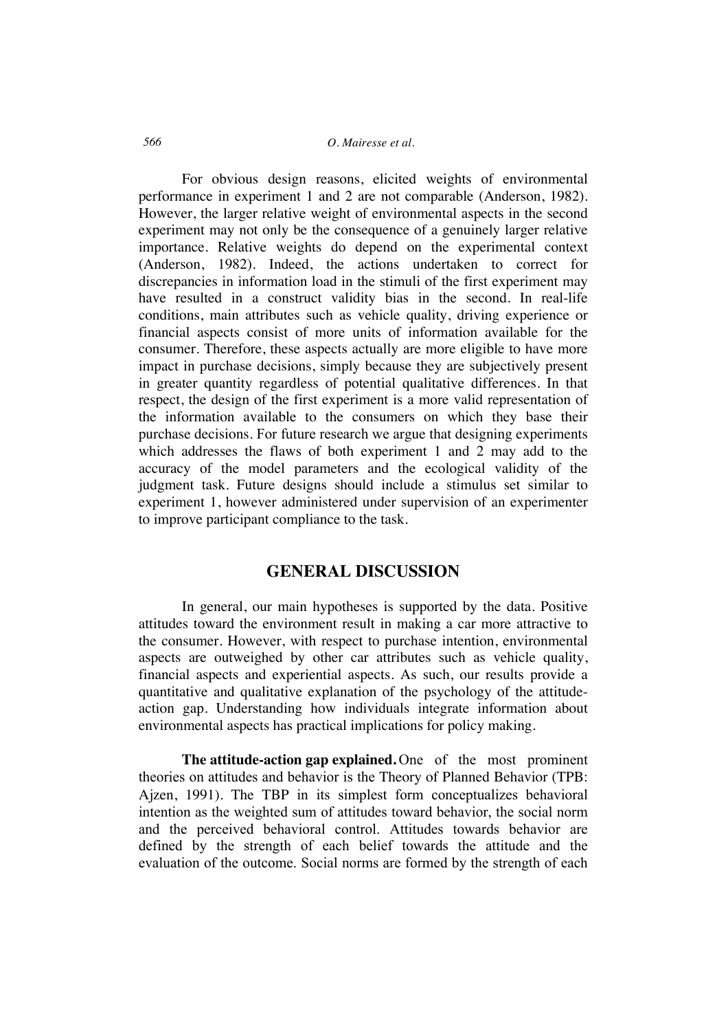For obvious design reasons, elicited weights of environmental performance in experiment 1 and 2 are not comparable (Anderson, 1982). However, the larger relative weight of environmental aspects in the second experiment may not only be the consequence of a genuinely larger relative importance. Relative weights do depend on the experimental context (Anderson, 1982). Indeed, the actions undertaken to correct for discrepancies in information load in the stimuli of the first experiment may have resulted in a construct validity bias in the second. In real-life conditions, main attributes such as vehicle quality, driving experience or financial aspects consist of more units of information available for the consumer. Therefore, these aspects actually are more eligible to have more impact in purchase decisions, simply because they are subjectively present in greater quantity regardless of potential qualitative differences. In that respect, the design of the first experiment is a more valid representation of the information available to the consumers on which they base their purchase decisions. For future research we argue that designing experiments which addresses the flaws of both experiment 1 and 2 may add to the accuracy of the model parameters and the ecological validity of the judgment task. Future designs should include a stimulus set similar to experiment 1, however administered under supervision of an experimenter to improve participant compliance to the task.

## GENERAL DISCUSSION

In general, our main hypotheses is supported by the data. Positive attitudes toward the environment result in making a car more attractive to the consumer. However, with respect to purchase intention, environmental aspects are outweighed by other car attributes such as vehicle quality, financial aspects and experiential aspects. As such, our results provide a quantitative and qualitative explanation of the psychology of the attitude-action gap. Understanding how individuals integrate information about environmental aspects has practical implications for policy making.

**The attitude-action gap explained.** One of the most prominent theories on attitudes and behavior is the Theory of Planned Behavior (TPB: Ajzen, 1991). The TBP in its simplest form conceptualizes behavioral intention as the weighted sum of attitudes toward behavior, the social norm and the perceived behavioral control. Attitudes towards behavior are defined by the strength of each belief towards the attitude and the evaluation of the outcome. Social norms are formed by the strength of each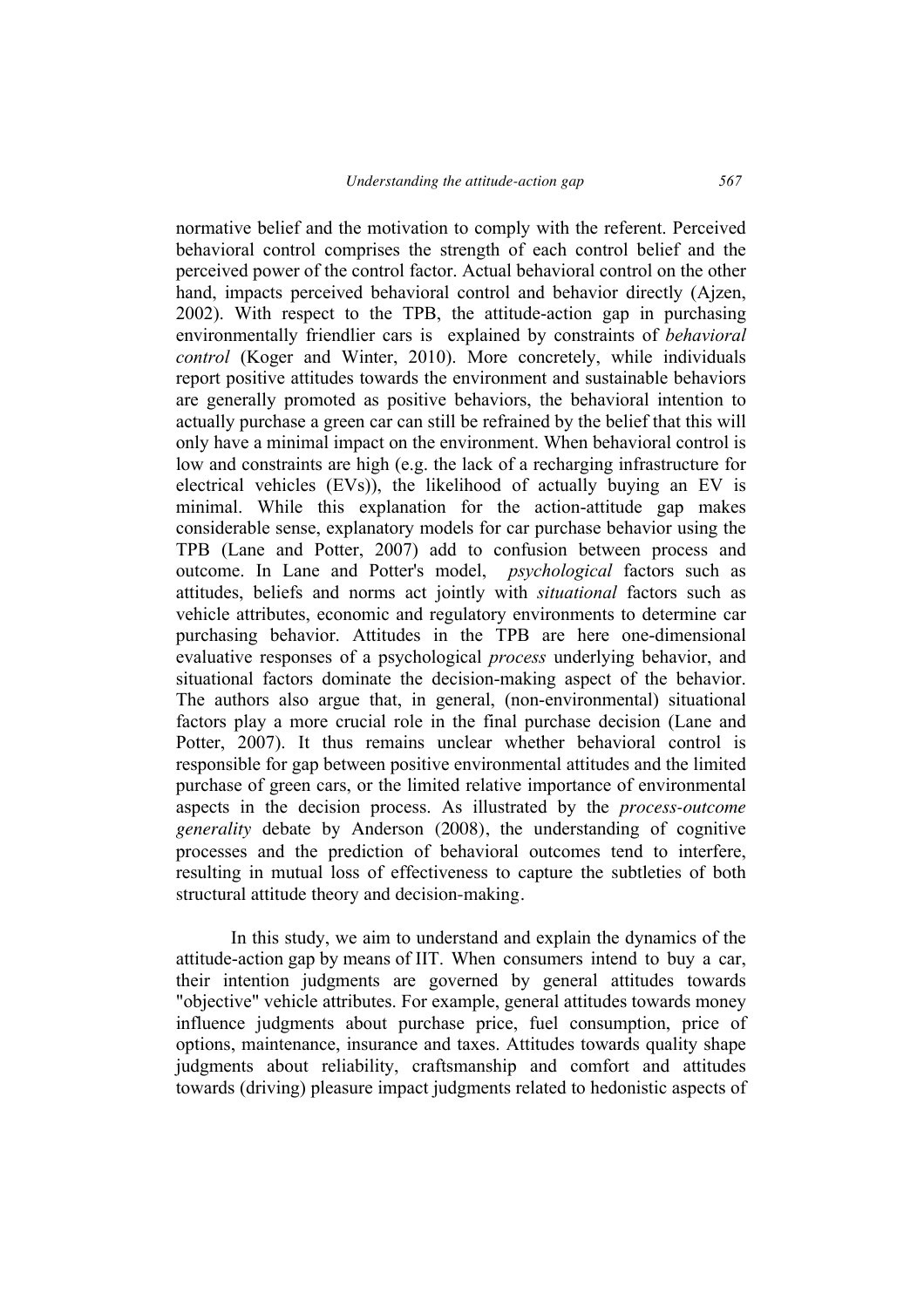normative belief and the motivation to comply with the referent. Perceived behavioral control comprises the strength of each control belief and the perceived power of the control factor. Actual behavioral control on the other hand, impacts perceived behavioral control and behavior directly (Ajzen, 2002). With respect to the TPB, the attitude-action gap in purchasing environmentally friendlier cars is explained by constraints of *behavioral control* (Koger and Winter, 2010). More concretely, while individuals report positive attitudes towards the environment and sustainable behaviors are generally promoted as positive behaviors, the behavioral intention to actually purchase a green car can still be refrained by the belief that this will only have a minimal impact on the environment. When behavioral control is low and constraints are high (e.g. the lack of a recharging infrastructure for electrical vehicles (EVs)), the likelihood of actually buying an EV is minimal. While this explanation for the action-attitude gap makes considerable sense, explanatory models for car purchase behavior using the TPB (Lane and Potter, 2007) add to confusion between process and outcome. In Lane and Potter's model, *psychological* factors such as attitudes, beliefs and norms act jointly with *situational* factors such as vehicle attributes, economic and regulatory environments to determine car purchasing behavior. Attitudes in the TPB are here one-dimensional evaluative responses of a psychological *process* underlying behavior, and situational factors dominate the decision-making aspect of the behavior. The authors also argue that, in general, (non-environmental) situational factors play a more crucial role in the final purchase decision (Lane and Potter, 2007). It thus remains unclear whether behavioral control is responsible for gap between positive environmental attitudes and the limited purchase of green cars, or the limited relative importance of environmental aspects in the decision process. As illustrated by the *process-outcome generality* debate by Anderson (2008), the understanding of cognitive processes and the prediction of behavioral outcomes tend to interfere, resulting in mutual loss of effectiveness to capture the subtleties of both structural attitude theory and decision-making.

In this study, we aim to understand and explain the dynamics of the attitude-action gap by means of IIT. When consumers intend to buy a car, their intention judgments are governed by general attitudes towards "objective" vehicle attributes. For example, general attitudes towards money influence judgments about purchase price, fuel consumption, price of options, maintenance, insurance and taxes. Attitudes towards quality shape judgments about reliability, craftsmanship and comfort and attitudes towards (driving) pleasure impact judgments related to hedonistic aspects of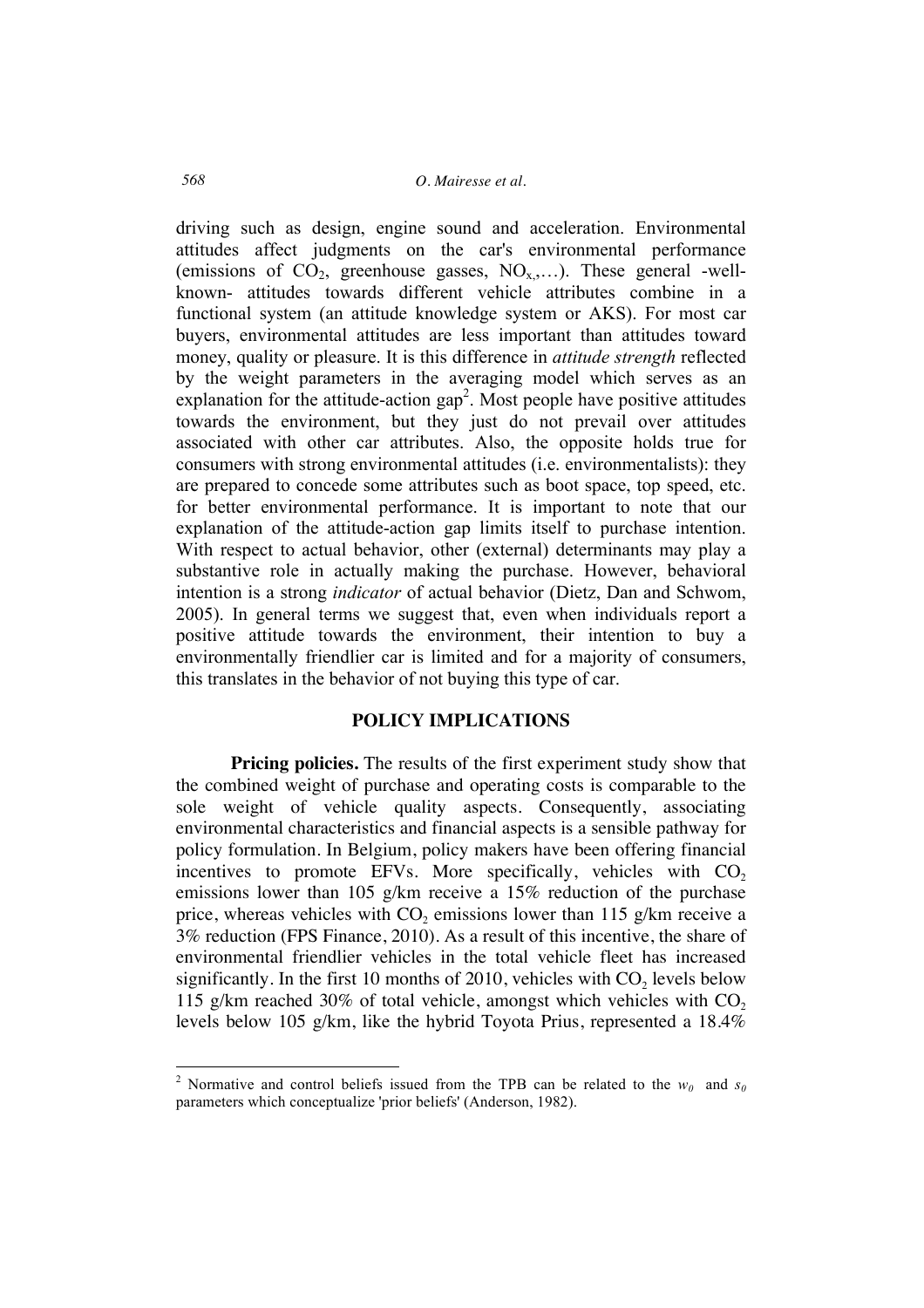driving such as design, engine sound and acceleration. Environmental attitudes affect judgments on the car's environmental performance (emissions of $CO_2$, greenhouse gasses, $NO_x$,…). These general -well-known- attitudes towards different vehicle attributes combine in a functional system (an attitude knowledge system or AKS). For most car buyers, environmental attitudes are less important than attitudes toward money, quality or pleasure. It is this difference in *attitude strength* reflected by the weight parameters in the averaging model which serves as an explanation for the attitude-action gap[2]. Most people have positive attitudes towards the environment, but they just do not prevail over attitudes associated with other car attributes. Also, the opposite holds true for consumers with strong environmental attitudes (i.e. environmentalists): they are prepared to concede some attributes such as boot space, top speed, etc. for better environmental performance. It is important to note that our explanation of the attitude-action gap limits itself to purchase intention. With respect to actual behavior, other (external) determinants may play a substantive role in actually making the purchase. However, behavioral intention is a strong *indicator* of actual behavior (Dietz, Dan and Schwom, 2005). In general terms we suggest that, even when individuals report a positive attitude towards the environment, their intention to buy a environmentally friendlier car is limited and for a majority of consumers, this translates in the behavior of not buying this type of car.

## POLICY IMPLICATIONS

**Pricing policies.** The results of the first experiment study show that the combined weight of purchase and operating costs is comparable to the sole weight of vehicle quality aspects. Consequently, associating environmental characteristics and financial aspects is a sensible pathway for policy formulation. In Belgium, policy makers have been offering financial incentives to promote EFVs. More specifically, vehicles with $CO_2$ emissions lower than 105 g/km receive a 15% reduction of the purchase price, whereas vehicles with $CO_2$ emissions lower than 115 g/km receive a 3% reduction (FPS Finance, 2010). As a result of this incentive, the share of environmental friendlier vehicles in the total vehicle fleet has increased significantly. In the first 10 months of 2010, vehicles with $CO_2$ levels below 115 g/km reached 30% of total vehicle, amongst which vehicles with $CO_2$ levels below 105 g/km, like the hybrid Toyota Prius, represented a 18.4%

[2] Normative and control beliefs issued from the TPB can be related to the $w_0$ and $s_0$ parameters which conceptualize 'prior beliefs' (Anderson, 1982).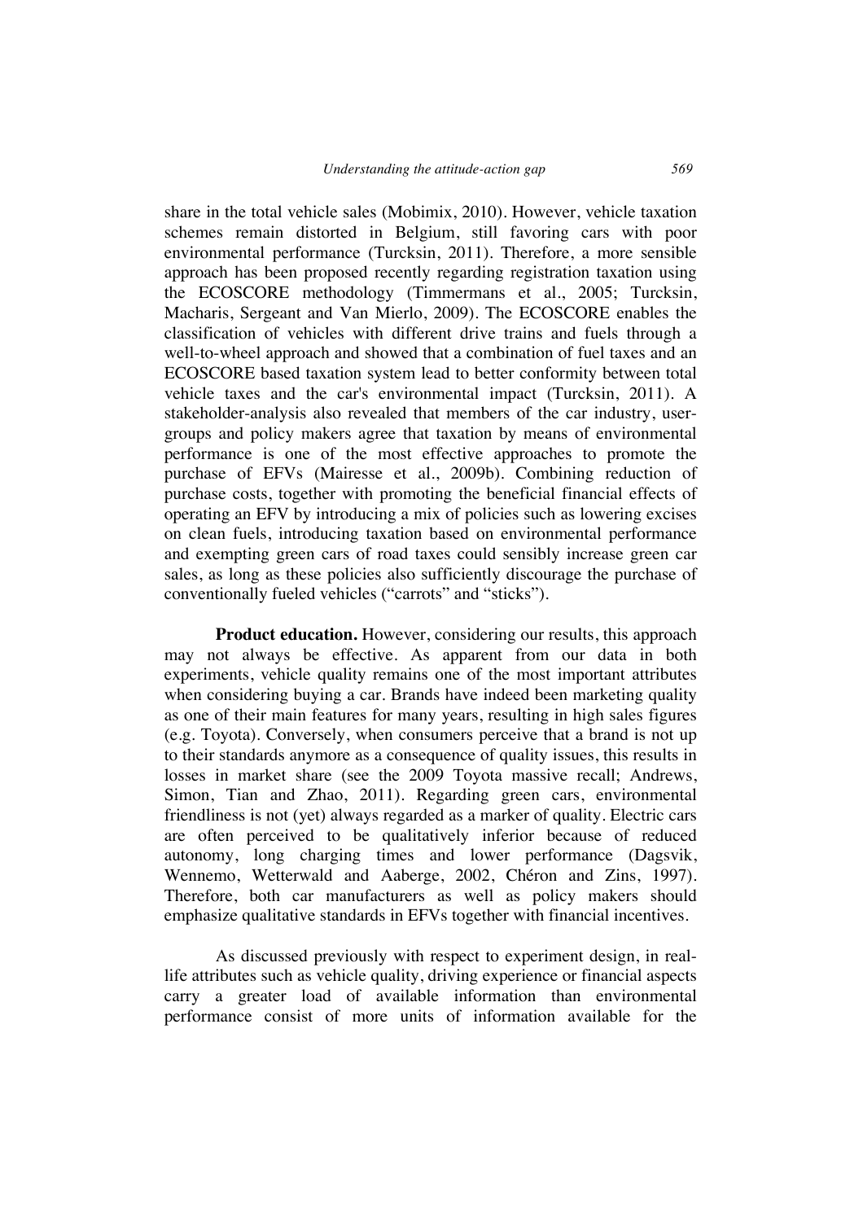share in the total vehicle sales (Mobimix, 2010). However, vehicle taxation schemes remain distorted in Belgium, still favoring cars with poor environmental performance (Turcksin, 2011). Therefore, a more sensible approach has been proposed recently regarding registration taxation using the ECOSCORE methodology (Timmermans et al., 2005; Turcksin, Macharis, Sergeant and Van Mierlo, 2009). The ECOSCORE enables the classification of vehicles with different drive trains and fuels through a well-to-wheel approach and showed that a combination of fuel taxes and an ECOSCORE based taxation system lead to better conformity between total vehicle taxes and the car's environmental impact (Turcksin, 2011). A stakeholder-analysis also revealed that members of the car industry, user-groups and policy makers agree that taxation by means of environmental performance is one of the most effective approaches to promote the purchase of EFVs (Mairesse et al., 2009b). Combining reduction of purchase costs, together with promoting the beneficial financial effects of operating an EFV by introducing a mix of policies such as lowering excises on clean fuels, introducing taxation based on environmental performance and exempting green cars of road taxes could sensibly increase green car sales, as long as these policies also sufficiently discourage the purchase of conventionally fueled vehicles ("carrots" and "sticks").

**Product education.** However, considering our results, this approach may not always be effective. As apparent from our data in both experiments, vehicle quality remains one of the most important attributes when considering buying a car. Brands have indeed been marketing quality as one of their main features for many years, resulting in high sales figures (e.g. Toyota). Conversely, when consumers perceive that a brand is not up to their standards anymore as a consequence of quality issues, this results in losses in market share (see the 2009 Toyota massive recall; Andrews, Simon, Tian and Zhao, 2011). Regarding green cars, environmental friendliness is not (yet) always regarded as a marker of quality. Electric cars are often perceived to be qualitatively inferior because of reduced autonomy, long charging times and lower performance (Dagsvik, Wennemo, Wetterwald and Aaberge, 2002, Chéron and Zins, 1997). Therefore, both car manufacturers as well as policy makers should emphasize qualitative standards in EFVs together with financial incentives.

As discussed previously with respect to experiment design, in real-life attributes such as vehicle quality, driving experience or financial aspects carry a greater load of available information than environmental performance consist of more units of information available for the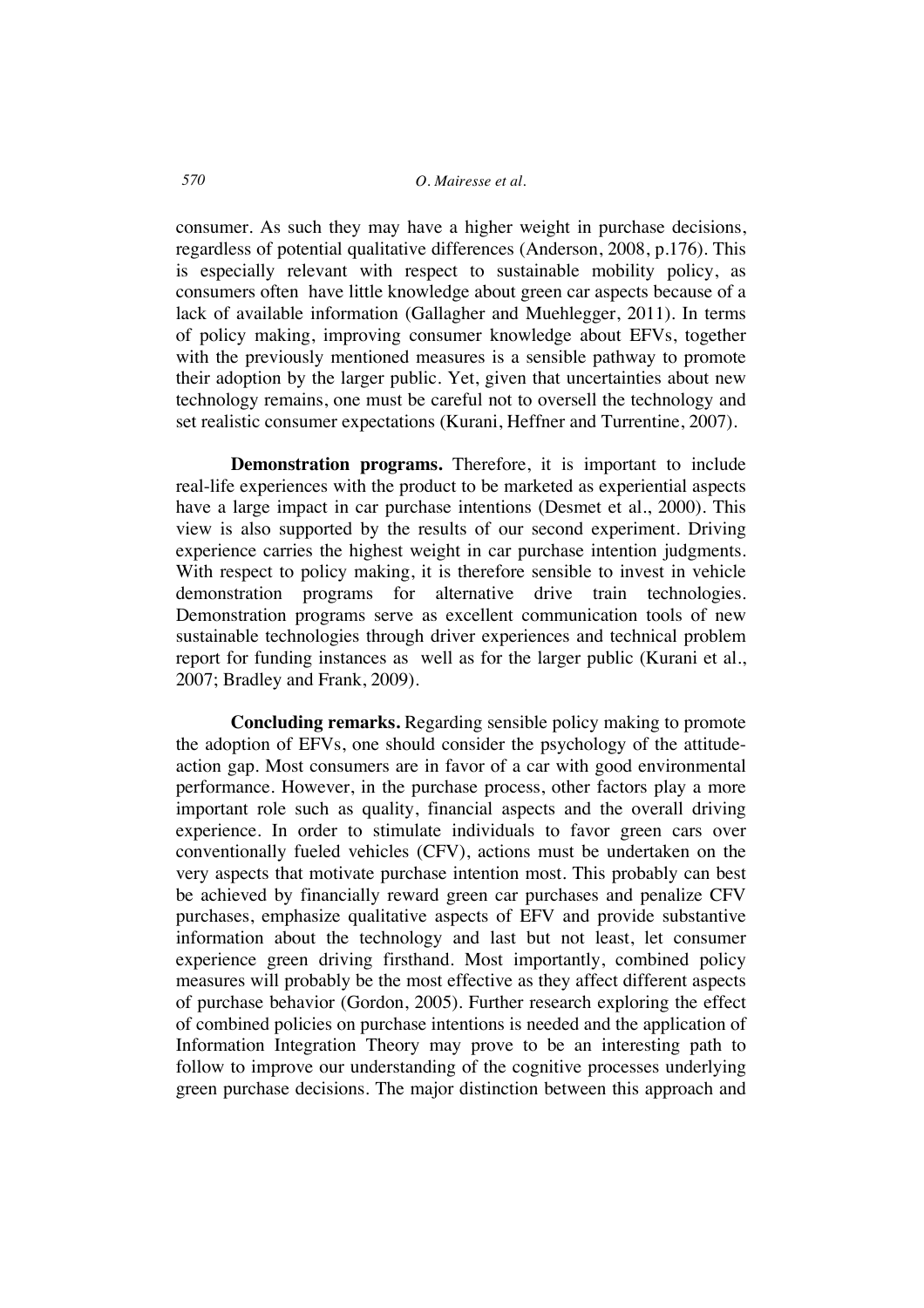consumer. As such they may have a higher weight in purchase decisions, regardless of potential qualitative differences (Anderson, 2008, p.176). This is especially relevant with respect to sustainable mobility policy, as consumers often have little knowledge about green car aspects because of a lack of available information (Gallagher and Muehlegger, 2011). In terms of policy making, improving consumer knowledge about EFVs, together with the previously mentioned measures is a sensible pathway to promote their adoption by the larger public. Yet, given that uncertainties about new technology remains, one must be careful not to oversell the technology and set realistic consumer expectations (Kurani, Heffner and Turrentine, 2007).

**Demonstration programs.** Therefore, it is important to include real-life experiences with the product to be marketed as experiential aspects have a large impact in car purchase intentions (Desmet et al., 2000). This view is also supported by the results of our second experiment. Driving experience carries the highest weight in car purchase intention judgments. With respect to policy making, it is therefore sensible to invest in vehicle demonstration programs for alternative drive train technologies. Demonstration programs serve as excellent communication tools of new sustainable technologies through driver experiences and technical problem report for funding instances as well as for the larger public (Kurani et al., 2007; Bradley and Frank, 2009).

**Concluding remarks.** Regarding sensible policy making to promote the adoption of EFVs, one should consider the psychology of the attitude-action gap. Most consumers are in favor of a car with good environmental performance. However, in the purchase process, other factors play a more important role such as quality, financial aspects and the overall driving experience. In order to stimulate individuals to favor green cars over conventionally fueled vehicles (CFV), actions must be undertaken on the very aspects that motivate purchase intention most. This probably can best be achieved by financially reward green car purchases and penalize CFV purchases, emphasize qualitative aspects of EFV and provide substantive information about the technology and last but not least, let consumer experience green driving firsthand. Most importantly, combined policy measures will probably be the most effective as they affect different aspects of purchase behavior (Gordon, 2005). Further research exploring the effect of combined policies on purchase intentions is needed and the application of Information Integration Theory may prove to be an interesting path to follow to improve our understanding of the cognitive processes underlying green purchase decisions. The major distinction between this approach and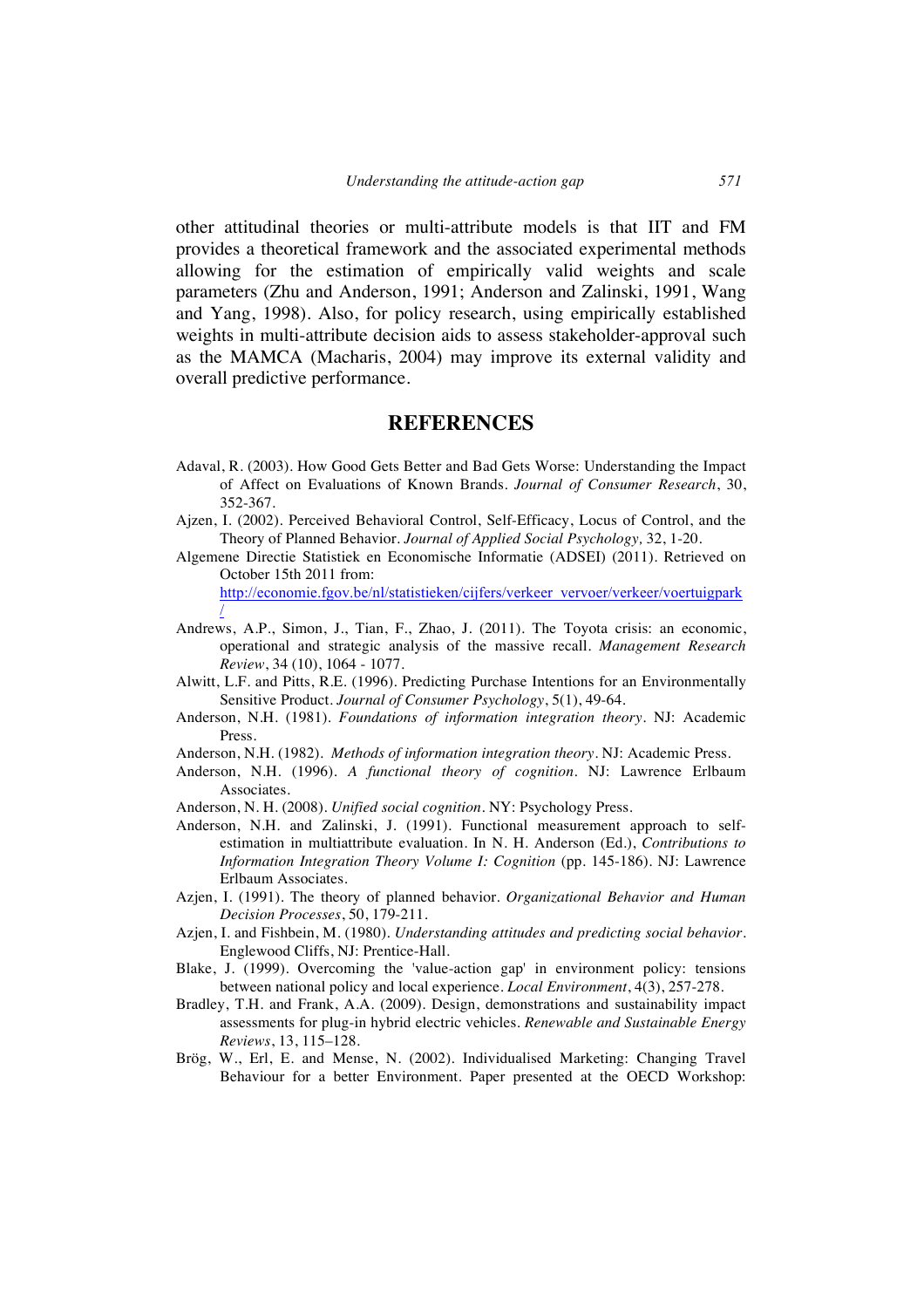other attitudinal theories or multi-attribute models is that IIT and FM provides a theoretical framework and the associated experimental methods allowing for the estimation of empirically valid weights and scale parameters (Zhu and Anderson, 1991; Anderson and Zalinski, 1991, Wang and Yang, 1998). Also, for policy research, using empirically established weights in multi-attribute decision aids to assess stakeholder-approval such as the MAMCA (Macharis, 2004) may improve its external validity and overall predictive performance.

## REFERENCES

Adaval, R. (2003). How Good Gets Better and Bad Gets Worse: Understanding the Impact of Affect on Evaluations of Known Brands. *Journal of Consumer Research*, 30, 352-367.

Ajzen, I. (2002). Perceived Behavioral Control, Self-Efficacy, Locus of Control, and the Theory of Planned Behavior. *Journal of Applied Social Psychology,* 32, 1-20.

Algemene Directie Statistiek en Economische Informatie (ADSEI) (2011). Retrieved on October 15th 2011 from: http://economie.fgov.be/nl/statistieken/cijfers/verkeer_vervoer/verkeer/voertuigpark/

Andrews, A.P., Simon, J., Tian, F., Zhao, J. (2011). The Toyota crisis: an economic, operational and strategic analysis of the massive recall. *Management Research Review*, 34 (10), 1064 - 1077.

Alwitt, L.F. and Pitts, R.E. (1996). Predicting Purchase Intentions for an Environmentally Sensitive Product. *Journal of Consumer Psychology*, 5(1), 49-64.

Anderson, N.H. (1981). *Foundations of information integration theory*. NJ: Academic Press.

Anderson, N.H. (1982). *Methods of information integration theory*. NJ: Academic Press.

Anderson, N.H. (1996). *A functional theory of cognition*. NJ: Lawrence Erlbaum Associates.

Anderson, N. H. (2008). *Unified social cognition*. NY: Psychology Press.

Anderson, N.H. and Zalinski, J. (1991). Functional measurement approach to self-estimation in multiattribute evaluation. In N. H. Anderson (Ed.), *Contributions to Information Integration Theory Volume I: Cognition* (pp. 145-186). NJ: Lawrence Erlbaum Associates.

Azjen, I. (1991). The theory of planned behavior. *Organizational Behavior and Human Decision Processes*, 50, 179-211.

Azjen, I. and Fishbein, M. (1980). *Understanding attitudes and predicting social behavior*. Englewood Cliffs, NJ: Prentice-Hall.

Blake, J. (1999). Overcoming the 'value-action gap' in environment policy: tensions between national policy and local experience. *Local Environment*, 4(3), 257-278.

Bradley, T.H. and Frank, A.A. (2009). Design, demonstrations and sustainability impact assessments for plug-in hybrid electric vehicles. *Renewable and Sustainable Energy Reviews*, 13, 115–128.

Brög, W., Erl, E. and Mense, N. (2002). Individualised Marketing: Changing Travel Behaviour for a better Environment. Paper presented at the OECD Workshop: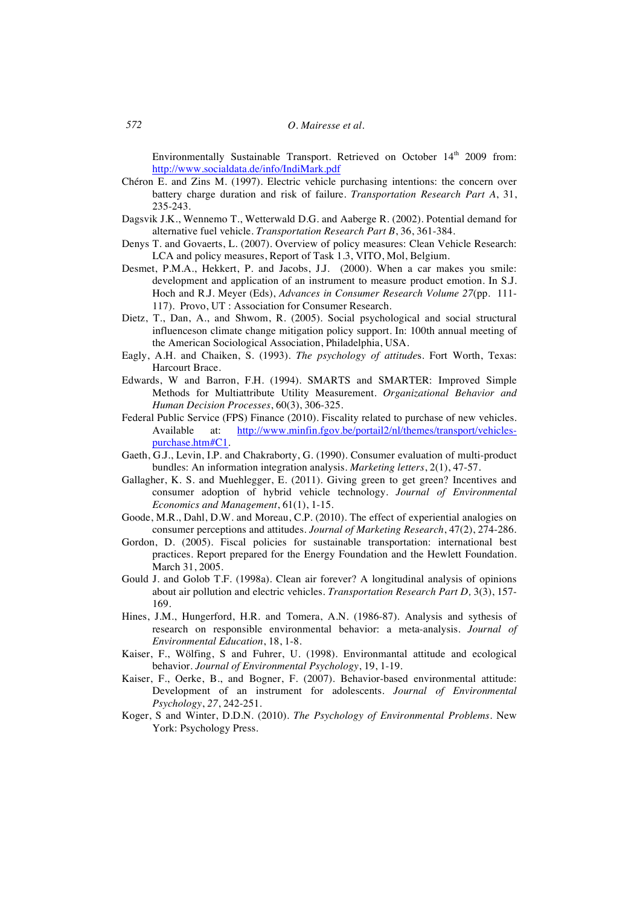Environmentally Sustainable Transport. Retrieved on October 14th 2009 from: http://www.socialdata.de/info/IndiMark.pdf

Chéron E. and Zins M. (1997). Electric vehicle purchasing intentions: the concern over battery charge duration and risk of failure. *Transportation Research Part A*, 31, 235-243.

Dagsvik J.K., Wennemo T., Wetterwald D.G. and Aaberge R. (2002). Potential demand for alternative fuel vehicle. *Transportation Research Part B*, 36, 361-384.

Denys T. and Govaerts, L. (2007). Overview of policy measures: Clean Vehicle Research: LCA and policy measures, Report of Task 1.3, VITO, Mol, Belgium.

Desmet, P.M.A., Hekkert, P. and Jacobs, J.J. (2000). When a car makes you smile: development and application of an instrument to measure product emotion. In S.J. Hoch and R.J. Meyer (Eds), *Advances in Consumer Research Volume 27*(pp. 111-117). Provo, UT : Association for Consumer Research.

Dietz, T., Dan, A., and Shwom, R. (2005). Social psychological and social structural influenceson climate change mitigation policy support. In: 100th annual meeting of the American Sociological Association, Philadelphia, USA.

Eagly, A.H. and Chaiken, S. (1993). *The psychology of attitudes*. Fort Worth, Texas: Harcourt Brace.

Edwards, W and Barron, F.H. (1994). SMARTS and SMARTER: Improved Simple Methods for Multiattribute Utility Measurement. *Organizational Behavior and Human Decision Processes*, 60(3), 306-325.

Federal Public Service (FPS) Finance (2010). Fiscality related to purchase of new vehicles. Available at: http://www.minfin.fgov.be/portail2/nl/themes/transport/vehicles-purchase.htm#C1.

Gaeth, G.J., Levin, I.P. and Chakraborty, G. (1990). Consumer evaluation of multi-product bundles: An information integration analysis. *Marketing letters*, 2(1), 47-57.

Gallagher, K. S. and Muehlegger, E. (2011). Giving green to get green? Incentives and consumer adoption of hybrid vehicle technology. *Journal of Environmental Economics and Management*, 61(1), 1-15.

Goode, M.R., Dahl, D.W. and Moreau, C.P. (2010). The effect of experiential analogies on consumer perceptions and attitudes. *Journal of Marketing Research*, 47(2), 274-286.

Gordon, D. (2005). Fiscal policies for sustainable transportation: international best practices. Report prepared for the Energy Foundation and the Hewlett Foundation. March 31, 2005.

Gould J. and Golob T.F. (1998a). Clean air forever? A longitudinal analysis of opinions about air pollution and electric vehicles. *Transportation Research Part D,* 3(3), 157-169.

Hines, J.M., Hungerford, H.R. and Tomera, A.N. (1986-87). Analysis and sythesis of research on responsible environmental behavior: a meta-analysis. *Journal of Environmental Education*, 18, 1-8.

Kaiser, F., Wölfing, S and Fuhrer, U. (1998). Environmantal attitude and ecological behavior. *Journal of Environmental Psychology*, 19, 1-19.

Kaiser, F., Oerke, B., and Bogner, F. (2007). Behavior-based environmental attitude: Development of an instrument for adolescents. *Journal of Environmental Psychology*, *27*, 242-251.

Koger, S and Winter, D.D.N. (2010). *The Psychology of Environmental Problems*. New York: Psychology Press.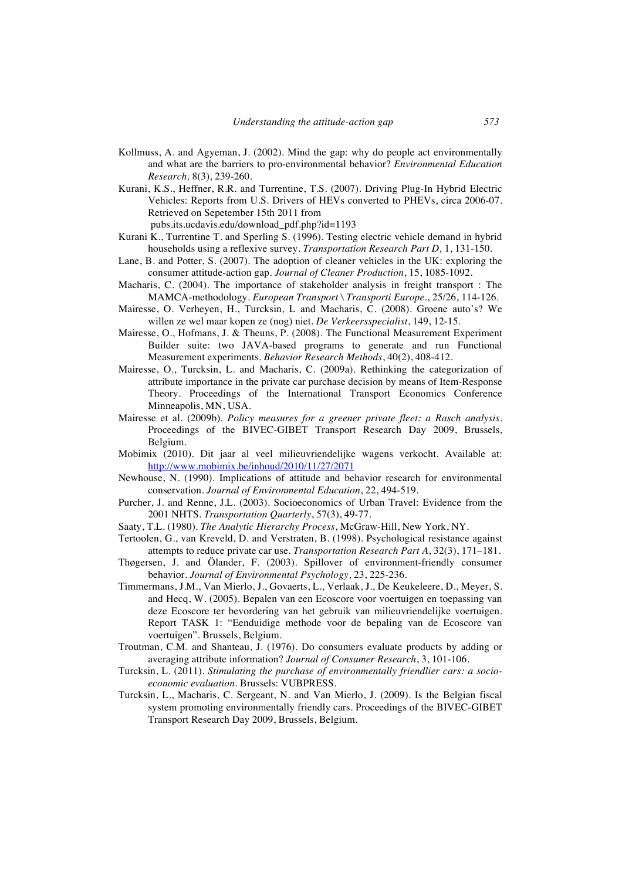Kollmuss, A. and Agyeman, J. (2002). Mind the gap: why do people act environmentally and what are the barriers to pro-environmental behavior? *Environmental Education Research,* 8(3), 239-260.

Kurani, K.S., Heffner, R.R. and Turrentine, T.S. (2007). Driving Plug-In Hybrid Electric Vehicles: Reports from U.S. Drivers of HEVs converted to PHEVs, circa 2006-07. Retrieved on Sepetember 15th 2011 from pubs.its.ucdavis.edu/download_pdf.php?id=1193

Kurani K., Turrentine T. and Sperling S. (1996). Testing electric vehicle demand in hybrid households using a reflexive survey. *Transportation Research Part D,* 1, 131-150.

Lane, B. and Potter, S. (2007). The adoption of cleaner vehicles in the UK: exploring the consumer attitude-action gap. *Journal of Cleaner Production*, 15, 1085-1092.

Macharis, C. (2004). The importance of stakeholder analysis in freight transport : The MAMCA-methodology. *European Transport \ Transporti Europe*., 25/26, 114-126.

Mairesse, O. Verheyen, H., Turcksin, L and Macharis, C. (2008). Groene auto's? We willen ze wel maar kopen ze (nog) niet. *De Verkeersspecialist*, 149, 12-15.

Mairesse, O., Hofmans, J. & Theuns, P. (2008). The Functional Measurement Experiment Builder suite: two JAVA-based programs to generate and run Functional Measurement experiments. *Behavior Research Methods*, 40(2), 408-412.

Mairesse, O., Turcksin, L. and Macharis, C. (2009a). Rethinking the categorization of attribute importance in the private car purchase decision by means of Item-Response Theory. Proceedings of the International Transport Economics Conference Minneapolis, MN, USA.

Mairesse et al. (2009b). *Policy measures for a greener private fleet: a Rasch analysis*. Proceedings of the BIVEC-GIBET Transport Research Day 2009, Brussels, Belgium.

Mobimix (2010). Dit jaar al veel milieuvriendelijke wagens verkocht. Available at: http://www.mobimix.be/inhoud/2010/11/27/2071

Newhouse, N. (1990). Implications of attitude and behavior research for environmental conservation. *Journal of Environmental Education*, 22, 494-519.

Purcher, J. and Renne, J.L. (2003). Socioeconomics of Urban Travel: Evidence from the 2001 NHTS. *Transportation Quarterly*, 57(3), 49-77.

Saaty, T.L. (1980). *The Analytic Hierarchy Process*, McGraw-Hill, New York, NY.

Tertoolen, G., van Kreveld, D. and Verstraten, B. (1998). Psychological resistance against attempts to reduce private car use. *Transportation Research Part A*, 32(3), 171–181.

Thøgersen, J. and Ölander, F. (2003). Spillover of environment-friendly consumer behavior. *Journal of Environmental Psychology*, 23, 225-236.

Timmermans, J.M., Van Mierlo, J., Govaerts, L., Verlaak, J., De Keukeleere, D., Meyer, S. and Hecq, W. (2005). Bepalen van een Ecoscore voor voertuigen en toepassing van deze Ecoscore ter bevordering van het gebruik van milieuvriendelijke voertuigen. Report TASK 1: "Eenduidige methode voor de bepaling van de Ecoscore van voertuigen". Brussels, Belgium.

Troutman, C.M. and Shanteau, J. (1976). Do consumers evaluate products by adding or averaging attribute information? *Journal of Consumer Research*, 3, 101-106.

Turcksin, L. (2011). *Stimulating the purchase of environmentally friendlier cars: a socio-economic evaluation*. Brussels: VUBPRESS.

Turcksin, L., Macharis, C. Sergeant, N. and Van Mierlo, J. (2009). Is the Belgian fiscal system promoting environmentally friendly cars. Proceedings of the BIVEC-GIBET Transport Research Day 2009, Brussels, Belgium.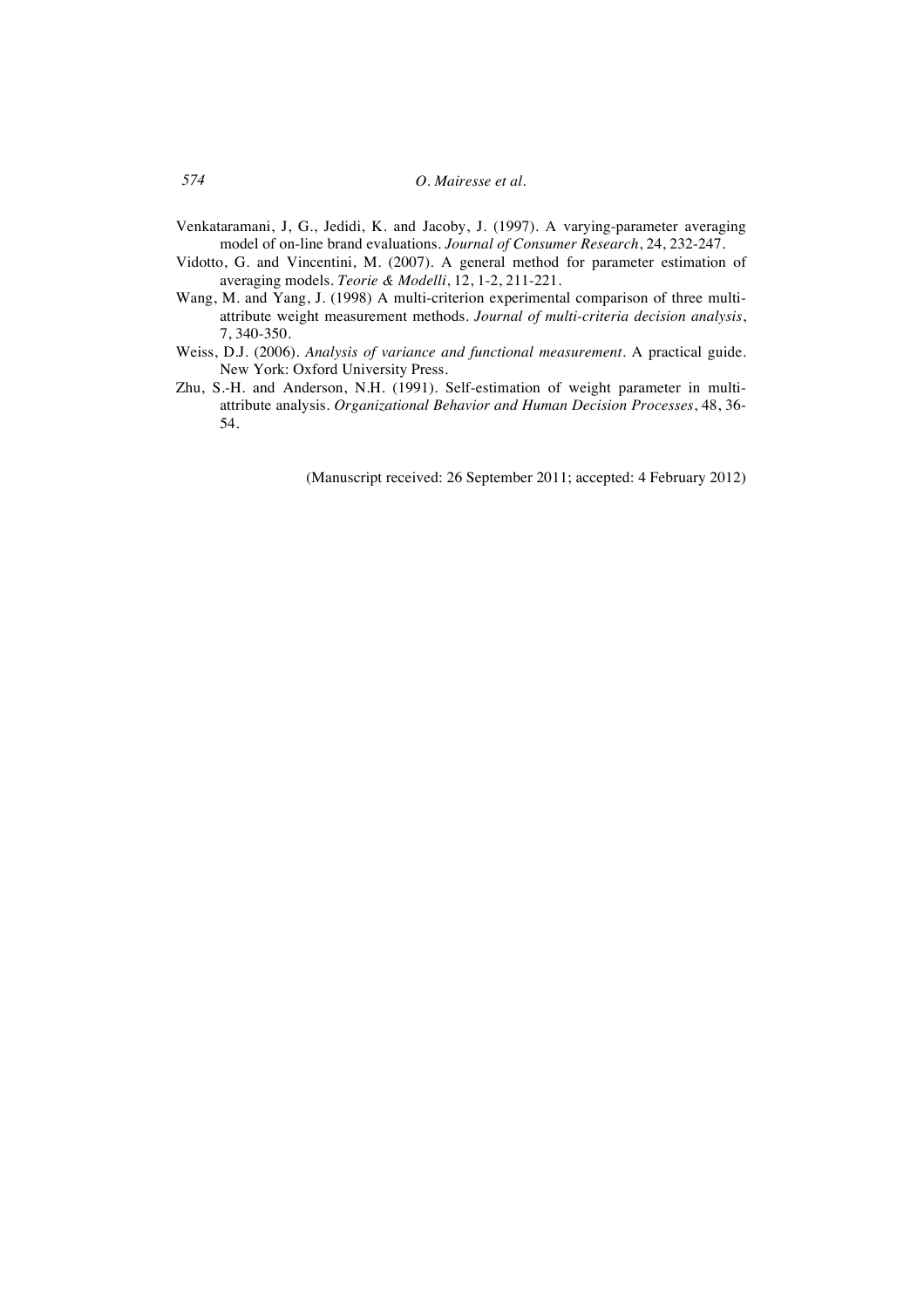Venkataramani, J, G., Jedidi, K. and Jacoby, J. (1997). A varying-parameter averaging model of on-line brand evaluations. *Journal of Consumer Research*, 24, 232-247.

Vidotto, G. and Vincentini, M. (2007). A general method for parameter estimation of averaging models. *Teorie & Modelli*, 12, 1-2, 211-221.

Wang, M. and Yang, J. (1998) A multi-criterion experimental comparison of three multi-attribute weight measurement methods. *Journal of multi-criteria decision analysis*, 7, 340-350.

Weiss, D.J. (2006). *Analysis of variance and functional measurement*. A practical guide. New York: Oxford University Press.

Zhu, S.-H. and Anderson, N.H. (1991). Self-estimation of weight parameter in multi-attribute analysis. *Organizational Behavior and Human Decision Processes*, 48, 36-54.

(Manuscript received: 26 September 2011; accepted: 4 February 2012)